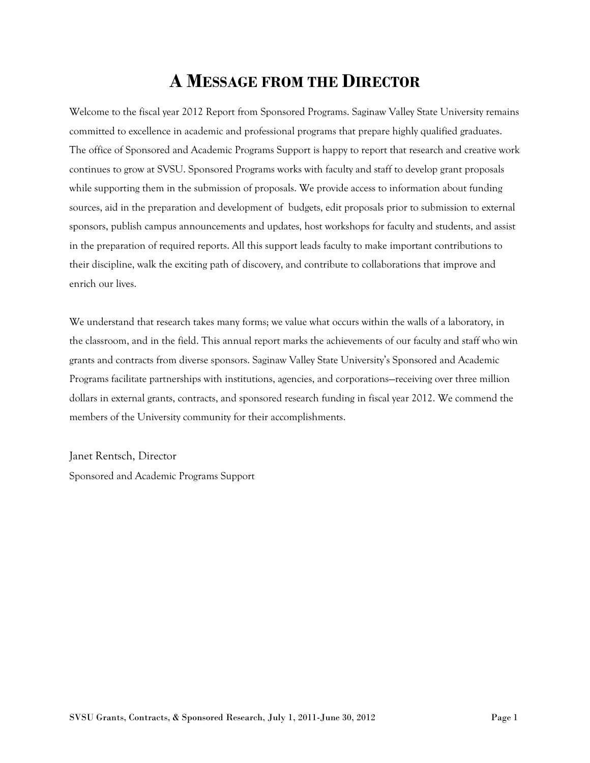# A Message from the Director

Welcome to the fiscal year 2012 Report from Sponsored Programs. Saginaw Valley State University remains committed to excellence in academic and professional programs that prepare highly qualified graduates. The office of Sponsored and Academic Programs Support is happy to report that research and creative work continues to grow at SVSU. Sponsored Programs works with faculty and staff to develop grant proposals while supporting them in the submission of proposals. We provide access to information about funding sources, aid in the preparation and development of budgets, edit proposals prior to submission to external sponsors, publish campus announcements and updates, host workshops for faculty and students, and assist in the preparation of required reports. All this support leads faculty to make important contributions to their discipline, walk the exciting path of discovery, and contribute to collaborations that improve and enrich our lives.

We understand that research takes many forms; we value what occurs within the walls of a laboratory, in the classroom, and in the field. This annual report marks the achievements of our faculty and staff who win grants and contracts from diverse sponsors. Saginaw Valley State University's Sponsored and Academic Programs facilitate partnerships with institutions, agencies, and corporations—receiving over three million dollars in external grants, contracts, and sponsored research funding in fiscal year 2012. We commend the members of the University community for their accomplishments.

Janet Rentsch, Director
Sponsored and Academic Programs Support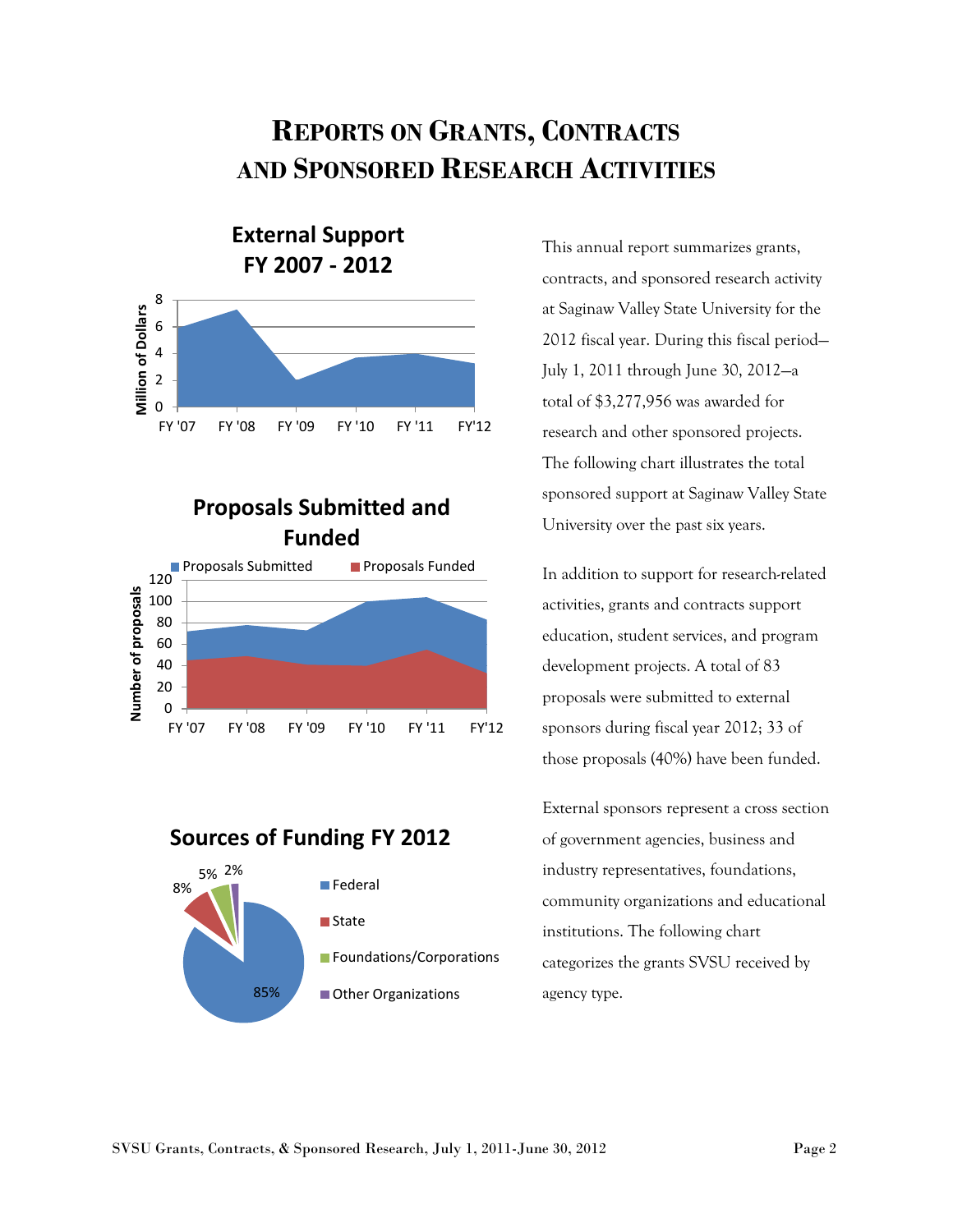# Reports on Grants, Contracts and Sponsored Research Activities

This annual report summarizes grants, contracts, and sponsored research activity at Saginaw Valley State University for the 2012 fiscal year. During this fiscal period—July 1, 2011 through June 30, 2012—a total of $3,277,956 was awarded for research and other sponsored projects. The following chart illustrates the total sponsored support at Saginaw Valley State University over the past six years.

In addition to support for research-related activities, grants and contracts support education, student services, and program development projects. A total of 83 proposals were submitted to external sponsors during fiscal year 2012; 33 of those proposals (40%) have been funded.

External sponsors represent a cross section of government agencies, business and industry representatives, foundations, community organizations and educational institutions. The following chart categorizes the grants SVSU received by agency type.

**External Support FY 2007 - 2012**

**Proposals Submitted and Funded**

**Sources of Funding FY 2012**

| Source | Percent |
|---|---|
| Federal | 85% |
| State | 8% |
| Foundations/Corporations | 5% |
| Other Organizations | 2% |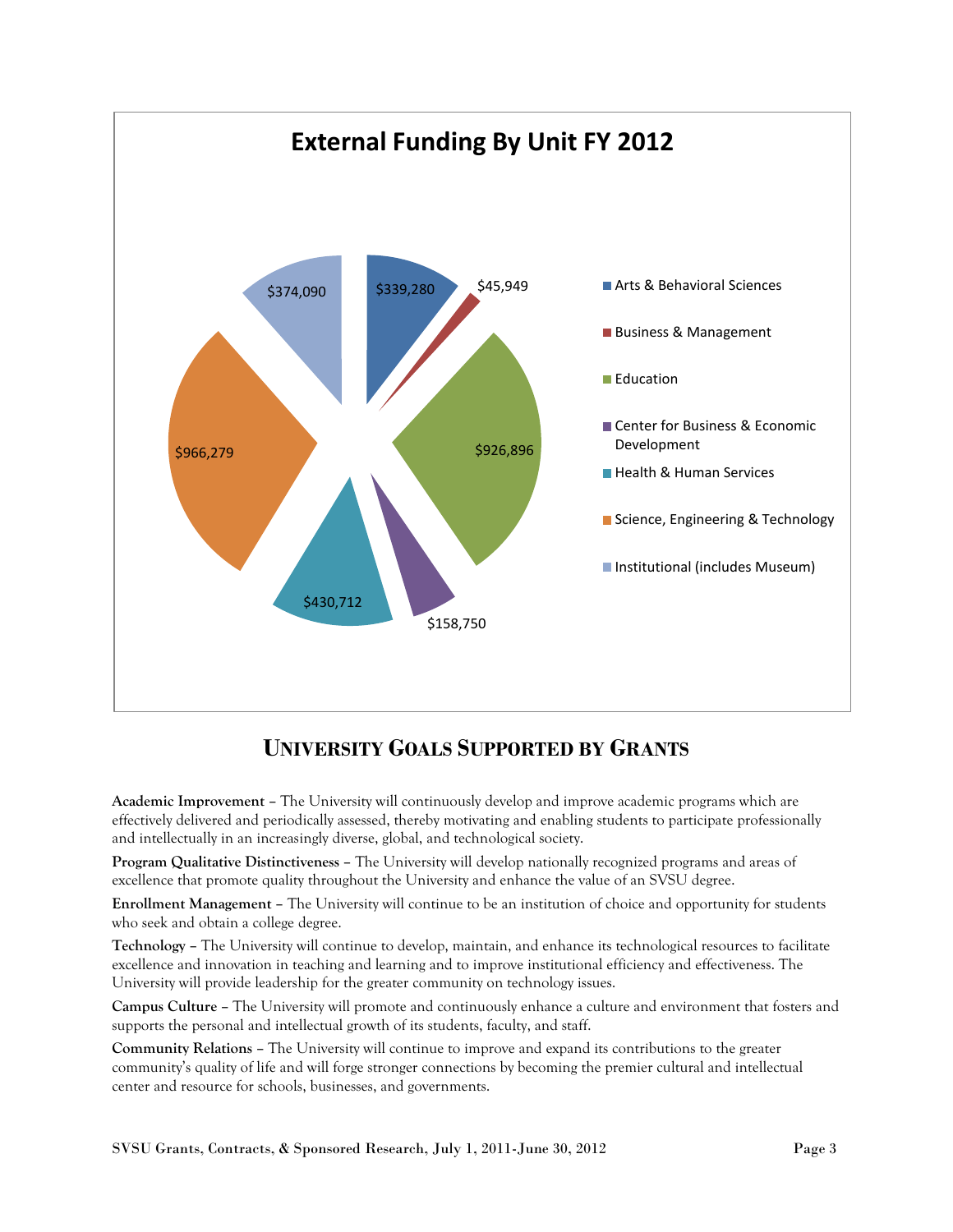## External Funding By Unit FY 2012

| Unit | Amount |
|---|---|
| Arts & Behavioral Sciences | $339,280 |
| Business & Management | $45,949 |
| Education | $926,896 |
| Center for Business & Economic Development | $158,750 |
| Health & Human Services | $430,712 |
| Science, Engineering & Technology | $966,279 |
| Institutional (includes Museum) | $374,090 |

## University Goals Supported by Grants

**Academic Improvement** – The University will continuously develop and improve academic programs which are effectively delivered and periodically assessed, thereby motivating and enabling students to participate professionally and intellectually in an increasingly diverse, global, and technological society.

**Program Qualitative Distinctiveness** – The University will develop nationally recognized programs and areas of excellence that promote quality throughout the University and enhance the value of an SVSU degree.

**Enrollment Management** – The University will continue to be an institution of choice and opportunity for students who seek and obtain a college degree.

**Technology** – The University will continue to develop, maintain, and enhance its technological resources to facilitate excellence and innovation in teaching and learning and to improve institutional efficiency and effectiveness. The University will provide leadership for the greater community on technology issues.

**Campus Culture** – The University will promote and continuously enhance a culture and environment that fosters and supports the personal and intellectual growth of its students, faculty, and staff.

**Community Relations** – The University will continue to improve and expand its contributions to the greater community's quality of life and will forge stronger connections by becoming the premier cultural and intellectual center and resource for schools, businesses, and governments.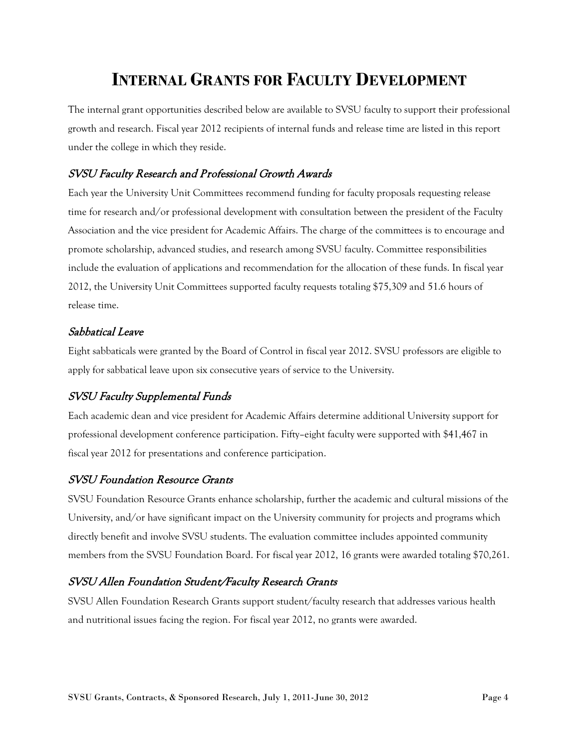# INTERNAL GRANTS FOR FACULTY DEVELOPMENT

The internal grant opportunities described below are available to SVSU faculty to support their professional growth and research. Fiscal year 2012 recipients of internal funds and release time are listed in this report under the college in which they reside.

### *SVSU Faculty Research and Professional Growth Awards*

Each year the University Unit Committees recommend funding for faculty proposals requesting release time for research and/or professional development with consultation between the president of the Faculty Association and the vice president for Academic Affairs. The charge of the committees is to encourage and promote scholarship, advanced studies, and research among SVSU faculty. Committee responsibilities include the evaluation of applications and recommendation for the allocation of these funds. In fiscal year 2012, the University Unit Committees supported faculty requests totaling $75,309 and 51.6 hours of release time.

### *Sabbatical Leave*

Eight sabbaticals were granted by the Board of Control in fiscal year 2012. SVSU professors are eligible to apply for sabbatical leave upon six consecutive years of service to the University.

### *SVSU Faculty Supplemental Funds*

Each academic dean and vice president for Academic Affairs determine additional University support for professional development conference participation. Fifty–eight faculty were supported with $41,467 in fiscal year 2012 for presentations and conference participation.

### *SVSU Foundation Resource Grants*

SVSU Foundation Resource Grants enhance scholarship, further the academic and cultural missions of the University, and/or have significant impact on the University community for projects and programs which directly benefit and involve SVSU students. The evaluation committee includes appointed community members from the SVSU Foundation Board. For fiscal year 2012, 16 grants were awarded totaling $70,261.

### *SVSU Allen Foundation Student/Faculty Research Grants*

SVSU Allen Foundation Research Grants support student/faculty research that addresses various health and nutritional issues facing the region. For fiscal year 2012, no grants were awarded.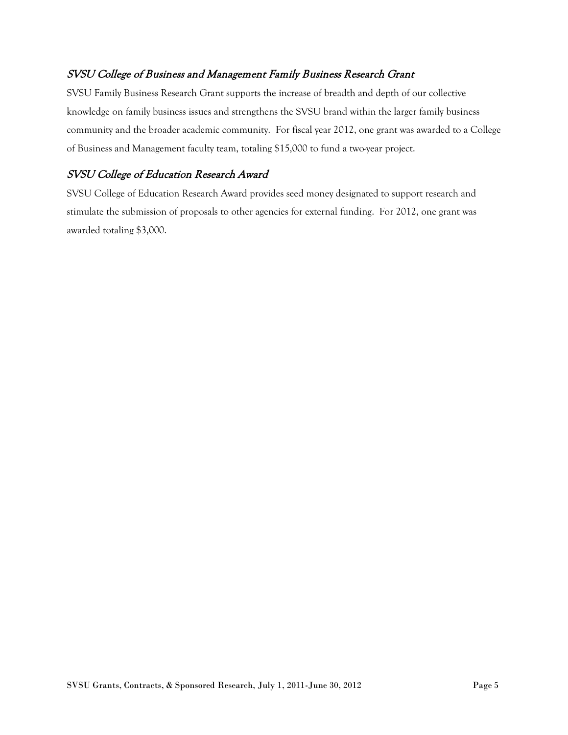### *SVSU College of Business and Management Family Business Research Grant*

SVSU Family Business Research Grant supports the increase of breadth and depth of our collective knowledge on family business issues and strengthens the SVSU brand within the larger family business community and the broader academic community. For fiscal year 2012, one grant was awarded to a College of Business and Management faculty team, totaling $15,000 to fund a two-year project.

### *SVSU College of Education Research Award*

SVSU College of Education Research Award provides seed money designated to support research and stimulate the submission of proposals to other agencies for external funding. For 2012, one grant was awarded totaling $3,000.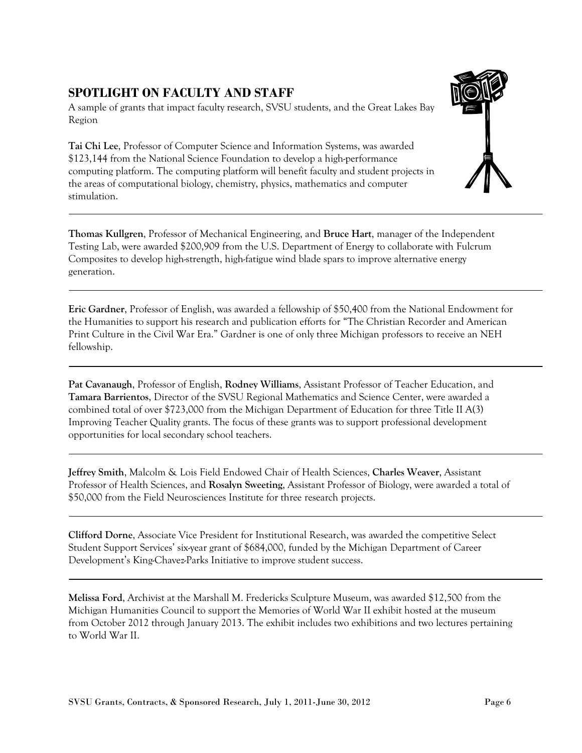## SPOTLIGHT ON FACULTY AND STAFF

A sample of grants that impact faculty research, SVSU students, and the Great Lakes Bay Region

**Tai Chi Lee**, Professor of Computer Science and Information Systems, was awarded $123,144 from the National Science Foundation to develop a high-performance computing platform. The computing platform will benefit faculty and student projects in the areas of computational biology, chemistry, physics, mathematics and computer stimulation.

---

**Thomas Kullgren**, Professor of Mechanical Engineering, and **Bruce Hart**, manager of the Independent Testing Lab, were awarded $200,909 from the U.S. Department of Energy to collaborate with Fulcrum Composites to develop high-strength, high-fatigue wind blade spars to improve alternative energy generation.

---

**Eric Gardner**, Professor of English, was awarded a fellowship of $50,400 from the National Endowment for the Humanities to support his research and publication efforts for "The Christian Recorder and American Print Culture in the Civil War Era." Gardner is one of only three Michigan professors to receive an NEH fellowship.

---

**Pat Cavanaugh**, Professor of English, **Rodney Williams**, Assistant Professor of Teacher Education, and **Tamara Barrientos**, Director of the SVSU Regional Mathematics and Science Center, were awarded a combined total of over $723,000 from the Michigan Department of Education for three Title II A(3) Improving Teacher Quality grants. The focus of these grants was to support professional development opportunities for local secondary school teachers.

---

**Jeffrey Smith**, Malcolm & Lois Field Endowed Chair of Health Sciences, **Charles Weaver**, Assistant Professor of Health Sciences, and **Rosalyn Sweeting**, Assistant Professor of Biology, were awarded a total of $50,000 from the Field Neurosciences Institute for three research projects.

---

**Clifford Dorne**, Associate Vice President for Institutional Research, was awarded the competitive Select Student Support Services' six-year grant of $684,000, funded by the Michigan Department of Career Development's King-Chavez-Parks Initiative to improve student success.

---

**Melissa Ford**, Archivist at the Marshall M. Fredericks Sculpture Museum, was awarded $12,500 from the Michigan Humanities Council to support the Memories of World War II exhibit hosted at the museum from October 2012 through January 2013. The exhibit includes two exhibitions and two lectures pertaining to World War II.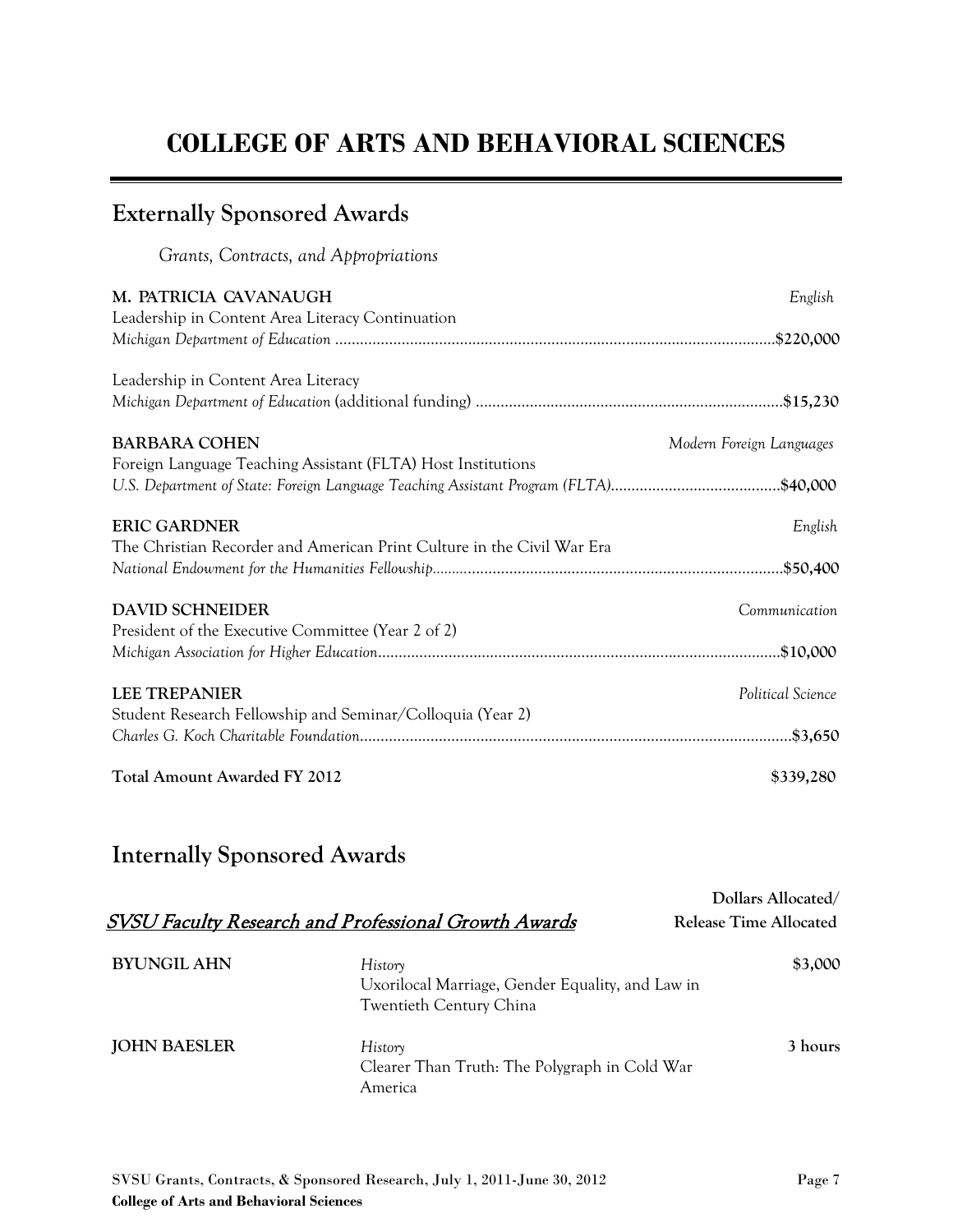# COLLEGE OF ARTS AND BEHAVIORAL SCIENCES

## Externally Sponsored Awards

*Grants, Contracts, and Appropriations*

**M. PATRICIA CAVANAUGH** — *English*
Leadership in Content Area Literacy Continuation
*Michigan Department of Education* ........................................ **$220,000**

Leadership in Content Area Literacy
*Michigan Department of Education* (additional funding) ........................................ **$15,230**

**BARBARA COHEN** — *Modern Foreign Languages*
Foreign Language Teaching Assistant (FLTA) Host Institutions
*U.S. Department of State: Foreign Language Teaching Assistant Program (FLTA)*........................................ **$40,000**

**ERIC GARDNER** — *English*
The Christian Recorder and American Print Culture in the Civil War Era
*National Endowment for the Humanities Fellowship*........................................ **$50,400**

**DAVID SCHNEIDER** — *Communication*
President of the Executive Committee (Year 2 of 2)
*Michigan Association for Higher Education*........................................ **$10,000**

**LEE TREPANIER** — *Political Science*
Student Research Fellowship and Seminar/Colloquia (Year 2)
*Charles G. Koch Charitable Foundation*........................................ **$3,650**

**Total Amount Awarded FY 2012** — **$339,280**

## Internally Sponsored Awards

| *SVSU Faculty Research and Professional Growth Awards* | | **Dollars Allocated/ Release Time Allocated** |
|---|---|---|
| **BYUNGIL AHN** | *History*<br>Uxorilocal Marriage, Gender Equality, and Law in Twentieth Century China | $3,000 |
| **JOHN BAESLER** | *History*<br>Clearer Than Truth: The Polygraph in Cold War America | 3 hours |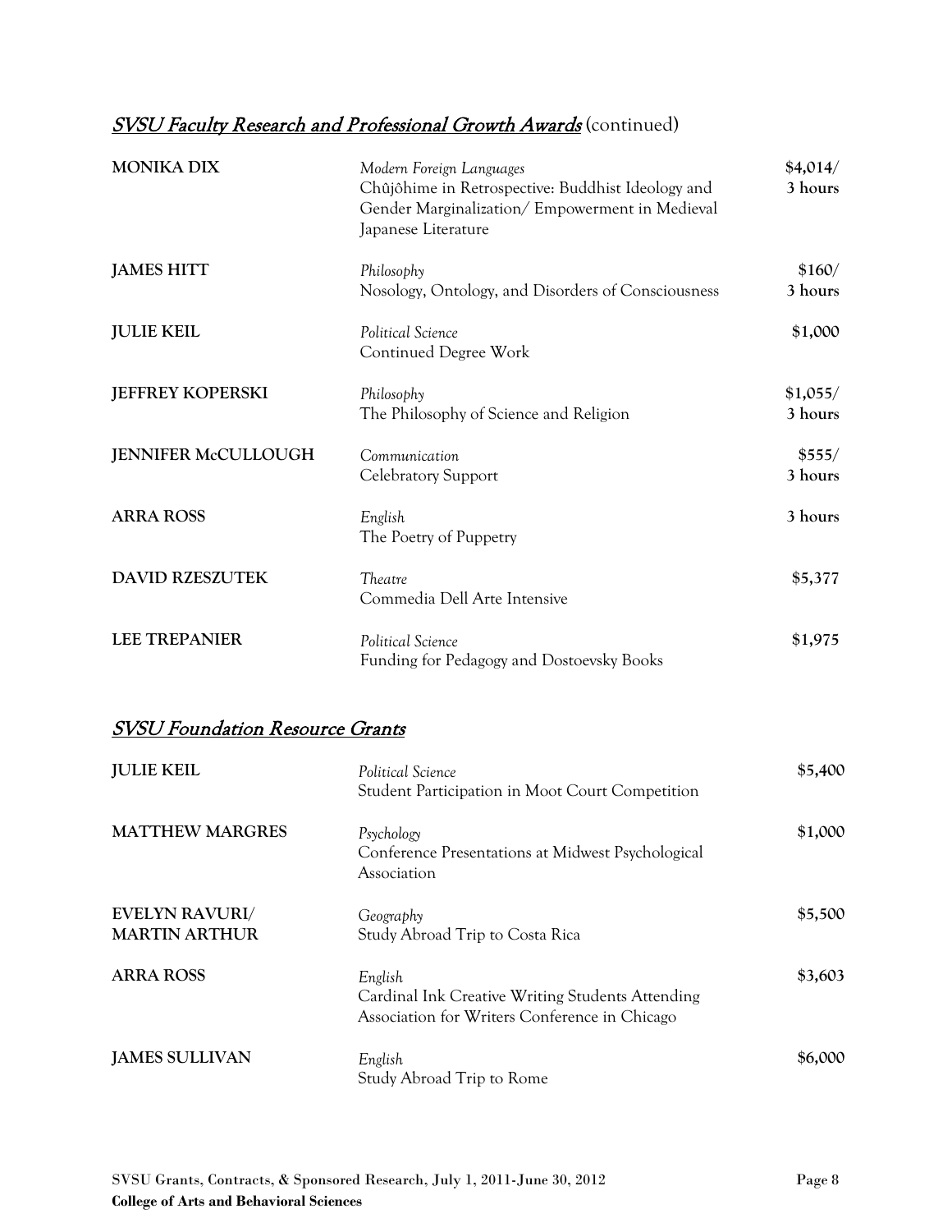## *SVSU Faculty Research and Professional Growth Awards* (continued)

| | | |
|---|---|---|
| **MONIKA DIX** | *Modern Foreign Languages*<br>Chûjôhime in Retrospective: Buddhist Ideology and Gender Marginalization/ Empowerment in Medieval Japanese Literature | $4,014/ 3 hours |
| **JAMES HITT** | *Philosophy*<br>Nosology, Ontology, and Disorders of Consciousness | $160/ 3 hours |
| **JULIE KEIL** | *Political Science*<br>Continued Degree Work | $1,000 |
| **JEFFREY KOPERSKI** | *Philosophy*<br>The Philosophy of Science and Religion | $1,055/ 3 hours |
| **JENNIFER McCULLOUGH** | *Communication*<br>Celebratory Support | $555/ 3 hours |
| **ARRA ROSS** | *English*<br>The Poetry of Puppetry | 3 hours |
| **DAVID RZESZUTEK** | *Theatre*<br>Commedia Dell Arte Intensive | $5,377 |
| **LEE TREPANIER** | *Political Science*<br>Funding for Pedagogy and Dostoevsky Books | $1,975 |

## *SVSU Foundation Resource Grants*

| | | |
|---|---|---|
| **JULIE KEIL** | *Political Science*<br>Student Participation in Moot Court Competition | $5,400 |
| **MATTHEW MARGRES** | *Psychology*<br>Conference Presentations at Midwest Psychological Association | $1,000 |
| **EVELYN RAVURI/ MARTIN ARTHUR** | *Geography*<br>Study Abroad Trip to Costa Rica | $5,500 |
| **ARRA ROSS** | *English*<br>Cardinal Ink Creative Writing Students Attending Association for Writers Conference in Chicago | $3,603 |
| **JAMES SULLIVAN** | *English*<br>Study Abroad Trip to Rome | $6,000 |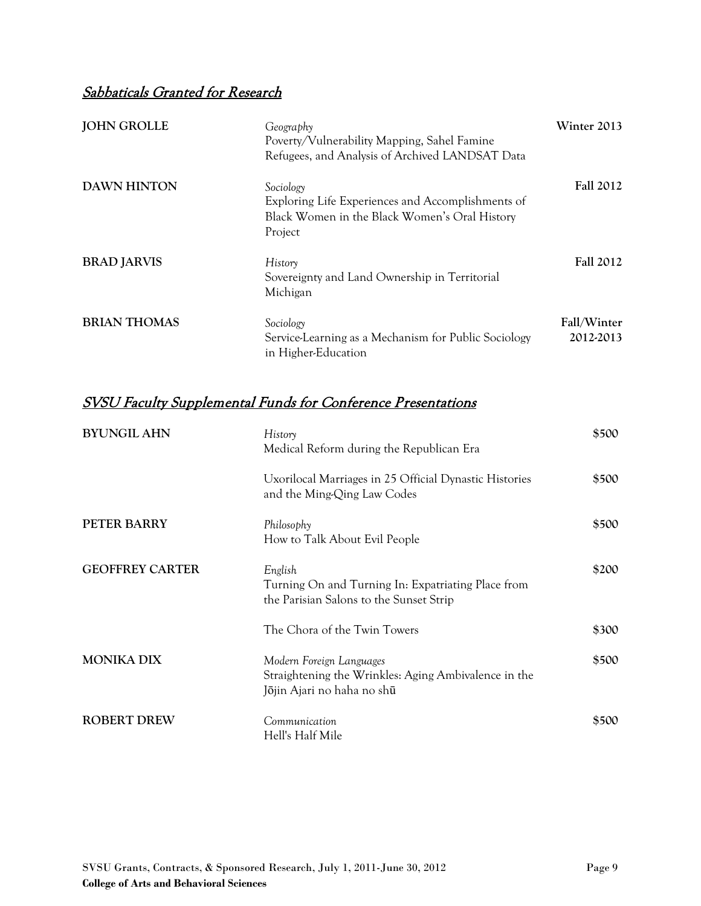## *Sabbaticals Granted for Research*

| | | |
|---|---|---|
| **JOHN GROLLE** | *Geography*<br>Poverty/Vulnerability Mapping, Sahel Famine Refugees, and Analysis of Archived LANDSAT Data | **Winter 2013** |
| **DAWN HINTON** | *Sociology*<br>Exploring Life Experiences and Accomplishments of Black Women in the Black Women's Oral History Project | **Fall 2012** |
| **BRAD JARVIS** | *History*<br>Sovereignty and Land Ownership in Territorial Michigan | **Fall 2012** |
| **BRIAN THOMAS** | *Sociology*<br>Service-Learning as a Mechanism for Public Sociology in Higher-Education | **Fall/Winter 2012-2013** |

## *SVSU Faculty Supplemental Funds for Conference Presentations*

| | | |
|---|---|---|
| **BYUNGIL AHN** | *History*<br>Medical Reform during the Republican Era | **$500** |
| | Uxorilocal Marriages in 25 Official Dynastic Histories and the Ming-Qing Law Codes | **$500** |
| **PETER BARRY** | *Philosophy*<br>How to Talk About Evil People | **$500** |
| **GEOFFREY CARTER** | *English*<br>Turning On and Turning In: Expatriating Place from the Parisian Salons to the Sunset Strip | **$200** |
| | The Chora of the Twin Towers | **$300** |
| **MONIKA DIX** | *Modern Foreign Languages*<br>Straightening the Wrinkles: Aging Ambivalence in the Jōjin Ajari no haha no shū | **$500** |
| **ROBERT DREW** | *Communication*<br>Hell's Half Mile | **$500** |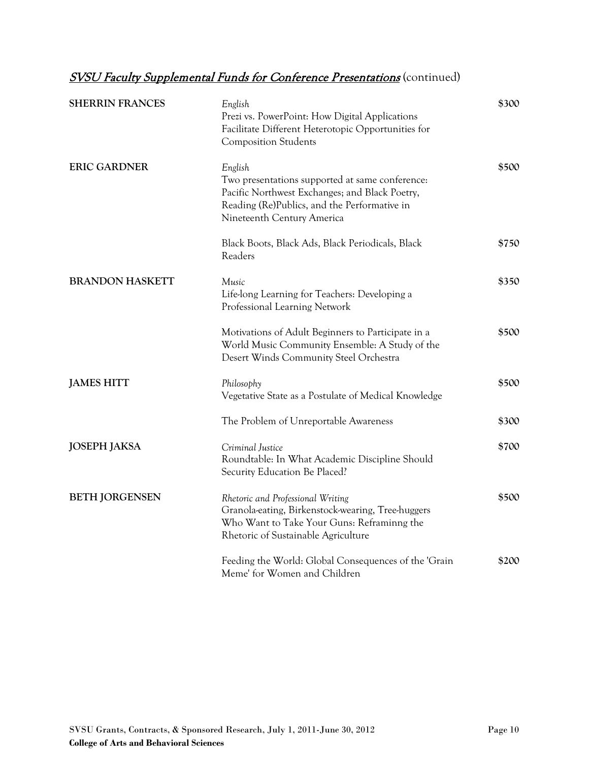## *SVSU Faculty Supplemental Funds for Conference Presentations* (continued)

| Name | Department / Presentation | Amount |
|---|---|---|
| **SHERRIN FRANCES** | *English*<br>Prezi vs. PowerPoint: How Digital Applications Facilitate Different Heterotopic Opportunities for Composition Students | $300 |
| **ERIC GARDNER** | *English*<br>Two presentations supported at same conference: Pacific Northwest Exchanges; and Black Poetry, Reading (Re)Publics, and the Performative in Nineteenth Century America | $500 |
| | Black Boots, Black Ads, Black Periodicals, Black Readers | $750 |
| **BRANDON HASKETT** | *Music*<br>Life-long Learning for Teachers: Developing a Professional Learning Network | $350 |
| | Motivations of Adult Beginners to Participate in a World Music Community Ensemble: A Study of the Desert Winds Community Steel Orchestra | $500 |
| **JAMES HITT** | *Philosophy*<br>Vegetative State as a Postulate of Medical Knowledge | $500 |
| | The Problem of Unreportable Awareness | $300 |
| **JOSEPH JAKSA** | *Criminal Justice*<br>Roundtable: In What Academic Discipline Should Security Education Be Placed? | $700 |
| **BETH JORGENSEN** | *Rhetoric and Professional Writing*<br>Granola-eating, Birkenstock-wearing, Tree-huggers Who Want to Take Your Guns: Reframinng the Rhetoric of Sustainable Agriculture | $500 |
| | Feeding the World: Global Consequences of the 'Grain Meme' for Women and Children | $200 |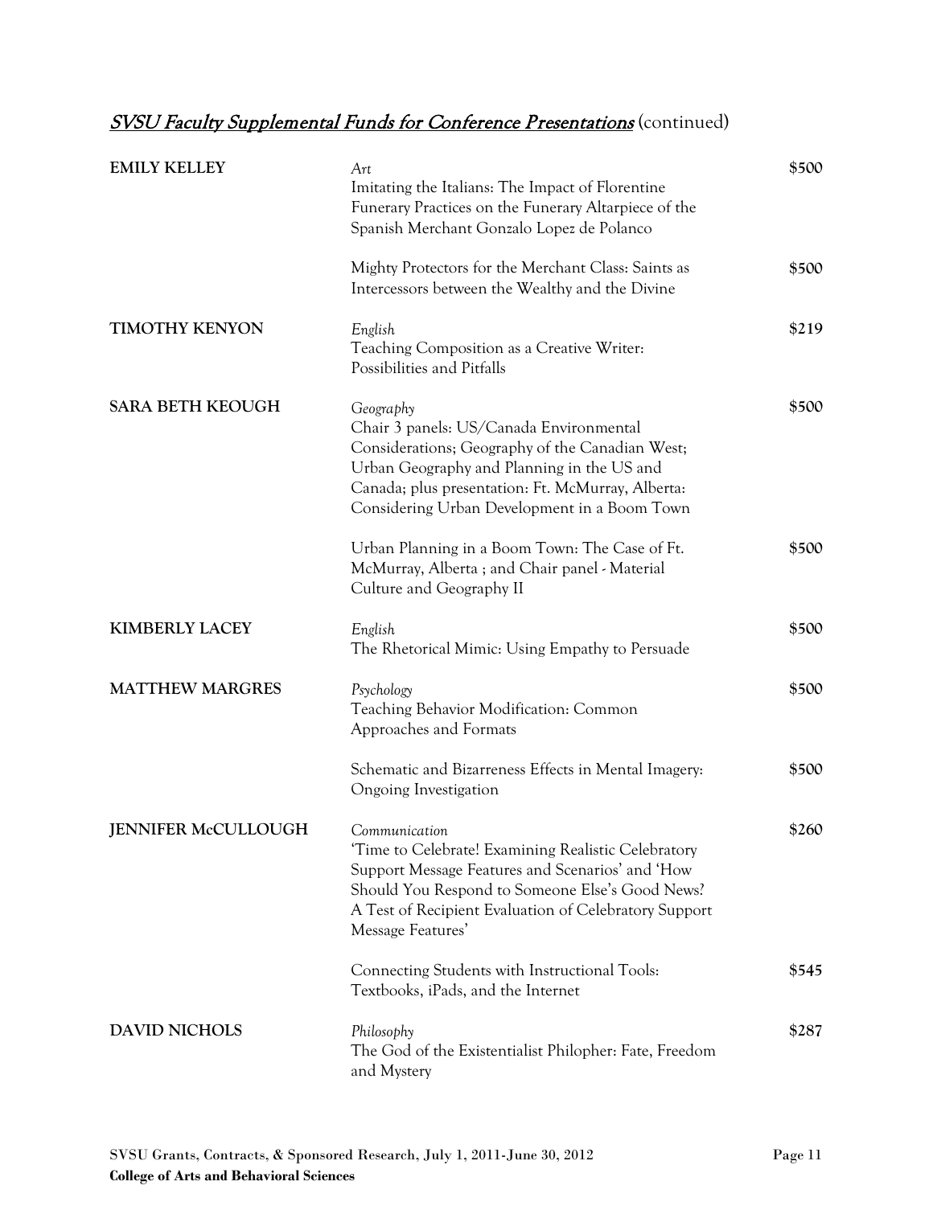## *SVSU Faculty Supplemental Funds for Conference Presentations* (continued)

| | | |
|---|---|---|
| **EMILY KELLEY** | *Art*<br>Imitating the Italians: The Impact of Florentine Funerary Practices on the Funerary Altarpiece of the Spanish Merchant Gonzalo Lopez de Polanco | $500 |
| | Mighty Protectors for the Merchant Class: Saints as Intercessors between the Wealthy and the Divine | $500 |
| **TIMOTHY KENYON** | *English*<br>Teaching Composition as a Creative Writer: Possibilities and Pitfalls | $219 |
| **SARA BETH KEOUGH** | *Geography*<br>Chair 3 panels: US/Canada Environmental Considerations; Geography of the Canadian West; Urban Geography and Planning in the US and Canada; plus presentation: Ft. McMurray, Alberta: Considering Urban Development in a Boom Town | $500 |
| | Urban Planning in a Boom Town: The Case of Ft. McMurray, Alberta ; and Chair panel - Material Culture and Geography II | $500 |
| **KIMBERLY LACEY** | *English*<br>The Rhetorical Mimic: Using Empathy to Persuade | $500 |
| **MATTHEW MARGRES** | *Psychology*<br>Teaching Behavior Modification: Common Approaches and Formats | $500 |
| | Schematic and Bizarreness Effects in Mental Imagery: Ongoing Investigation | $500 |
| **JENNIFER McCULLOUGH** | *Communication*<br>'Time to Celebrate! Examining Realistic Celebratory Support Message Features and Scenarios' and 'How Should You Respond to Someone Else's Good News? A Test of Recipient Evaluation of Celebratory Support Message Features' | $260 |
| | Connecting Students with Instructional Tools: Textbooks, iPads, and the Internet | $545 |
| **DAVID NICHOLS** | *Philosophy*<br>The God of the Existentialist Philopher: Fate, Freedom and Mystery | $287 |

**College of Arts and Behavioral Sciences**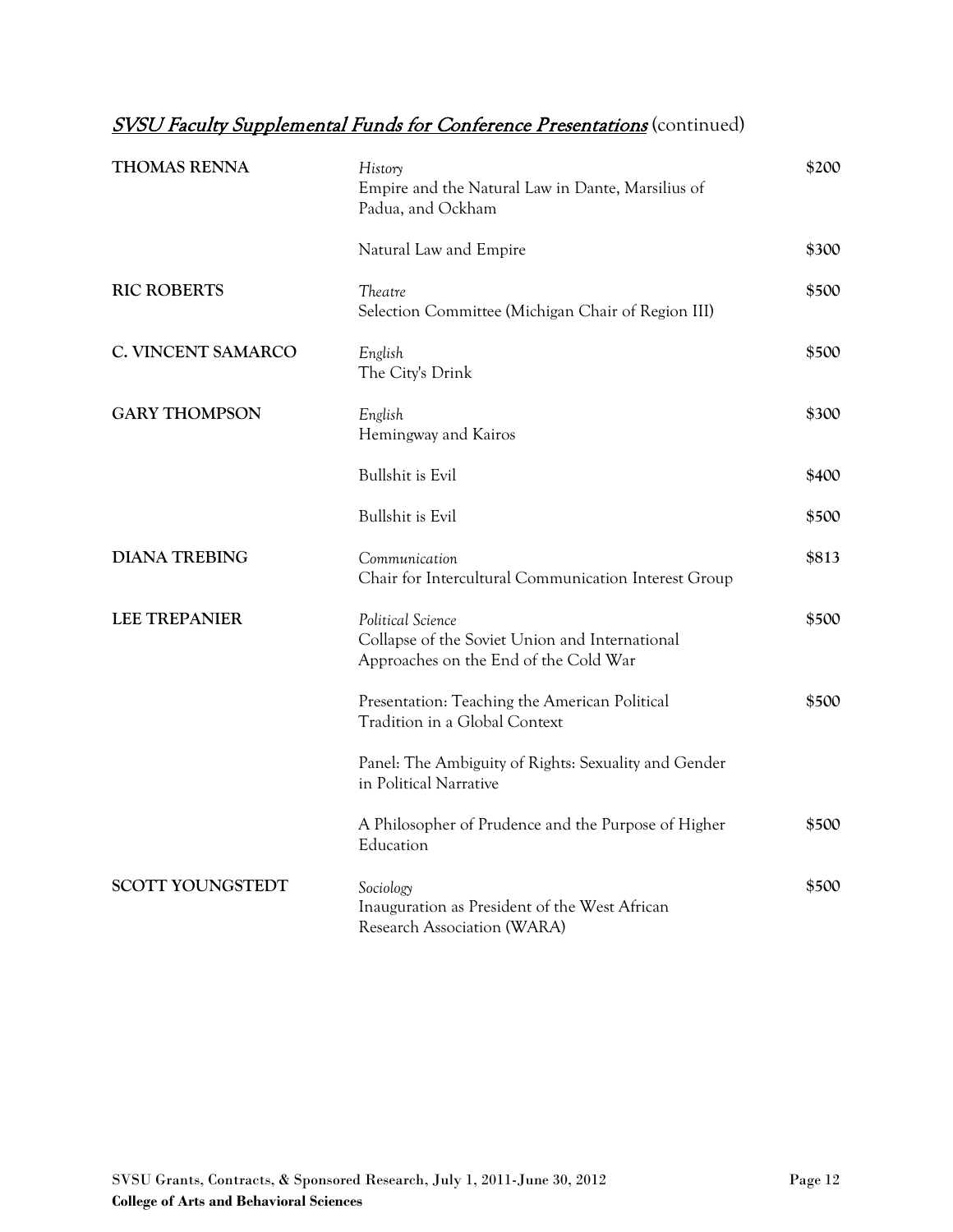## *SVSU Faculty Supplemental Funds for Conference Presentations* (continued)

| Name | Department / Presentation | Amount |
|---|---|---|
| **THOMAS RENNA** | *History*<br>Empire and the Natural Law in Dante, Marsilius of Padua, and Ockham | $200 |
| | Natural Law and Empire | $300 |
| **RIC ROBERTS** | *Theatre*<br>Selection Committee (Michigan Chair of Region III) | $500 |
| **C. VINCENT SAMARCO** | *English*<br>The City's Drink | $500 |
| **GARY THOMPSON** | *English*<br>Hemingway and Kairos | $300 |
| | Bullshit is Evil | $400 |
| | Bullshit is Evil | $500 |
| **DIANA TREBING** | *Communication*<br>Chair for Intercultural Communication Interest Group | $813 |
| **LEE TREPANIER** | *Political Science*<br>Collapse of the Soviet Union and International Approaches on the End of the Cold War | $500 |
| | Presentation: Teaching the American Political Tradition in a Global Context | $500 |
| | Panel: The Ambiguity of Rights: Sexuality and Gender in Political Narrative | |
| | A Philosopher of Prudence and the Purpose of Higher Education | $500 |
| **SCOTT YOUNGSTEDT** | *Sociology*<br>Inauguration as President of the West African Research Association (WARA) | $500 |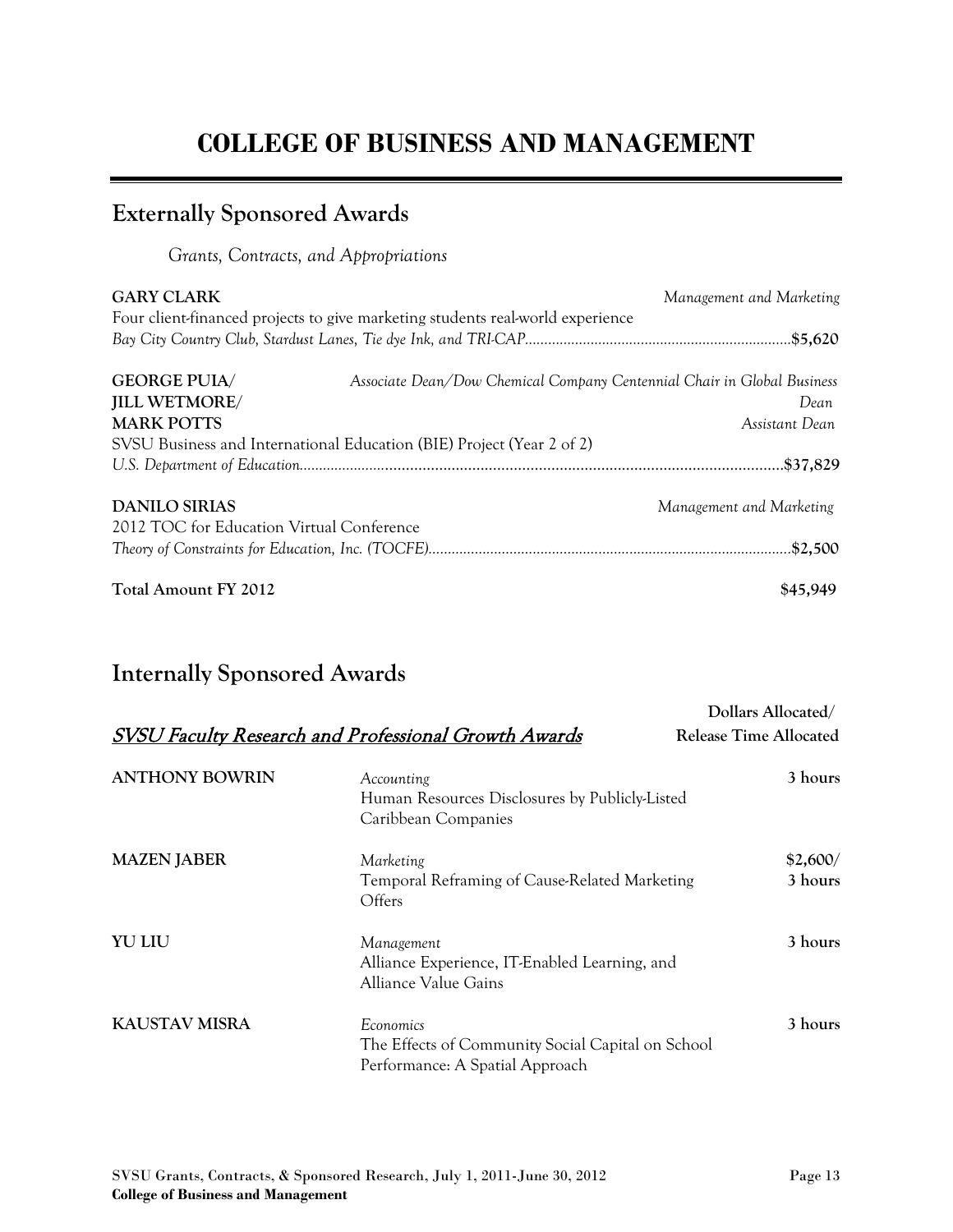# COLLEGE OF BUSINESS AND MANAGEMENT

## Externally Sponsored Awards

*Grants, Contracts, and Appropriations*

**GARY CLARK** — *Management and Marketing*
Four client-financed projects to give marketing students real-world experience
*Bay City Country Club, Stardust Lanes, Tie dye Ink, and TRI-CAP*.................................................................**$5,620**

**GEORGE PUIA/** — *Associate Dean/Dow Chemical Company Centennial Chair in Global Business*
**JILL WETMORE/** — *Dean*
**MARK POTTS** — *Assistant Dean*
SVSU Business and International Education (BIE) Project (Year 2 of 2)
*U.S. Department of Education*.................................................................................................................**$37,829**

**DANILO SIRIAS** — *Management and Marketing*
2012 TOC for Education Virtual Conference
*Theory of Constraints for Education, Inc. (TOCFE)*.........................................................................................**$2,500**

**Total Amount FY 2012** — **$45,949**

## Internally Sponsored Awards

| *SVSU Faculty Research and Professional Growth Awards* | | Dollars Allocated/ Release Time Allocated |
|---|---|---|
| **ANTHONY BOWRIN** | *Accounting*<br>Human Resources Disclosures by Publicly-Listed Caribbean Companies | **3 hours** |
| **MAZEN JABER** | *Marketing*<br>Temporal Reframing of Cause-Related Marketing Offers | **$2,600/ 3 hours** |
| **YU LIU** | *Management*<br>Alliance Experience, IT-Enabled Learning, and Alliance Value Gains | **3 hours** |
| **KAUSTAV MISRA** | *Economics*<br>The Effects of Community Social Capital on School Performance: A Spatial Approach | **3 hours** |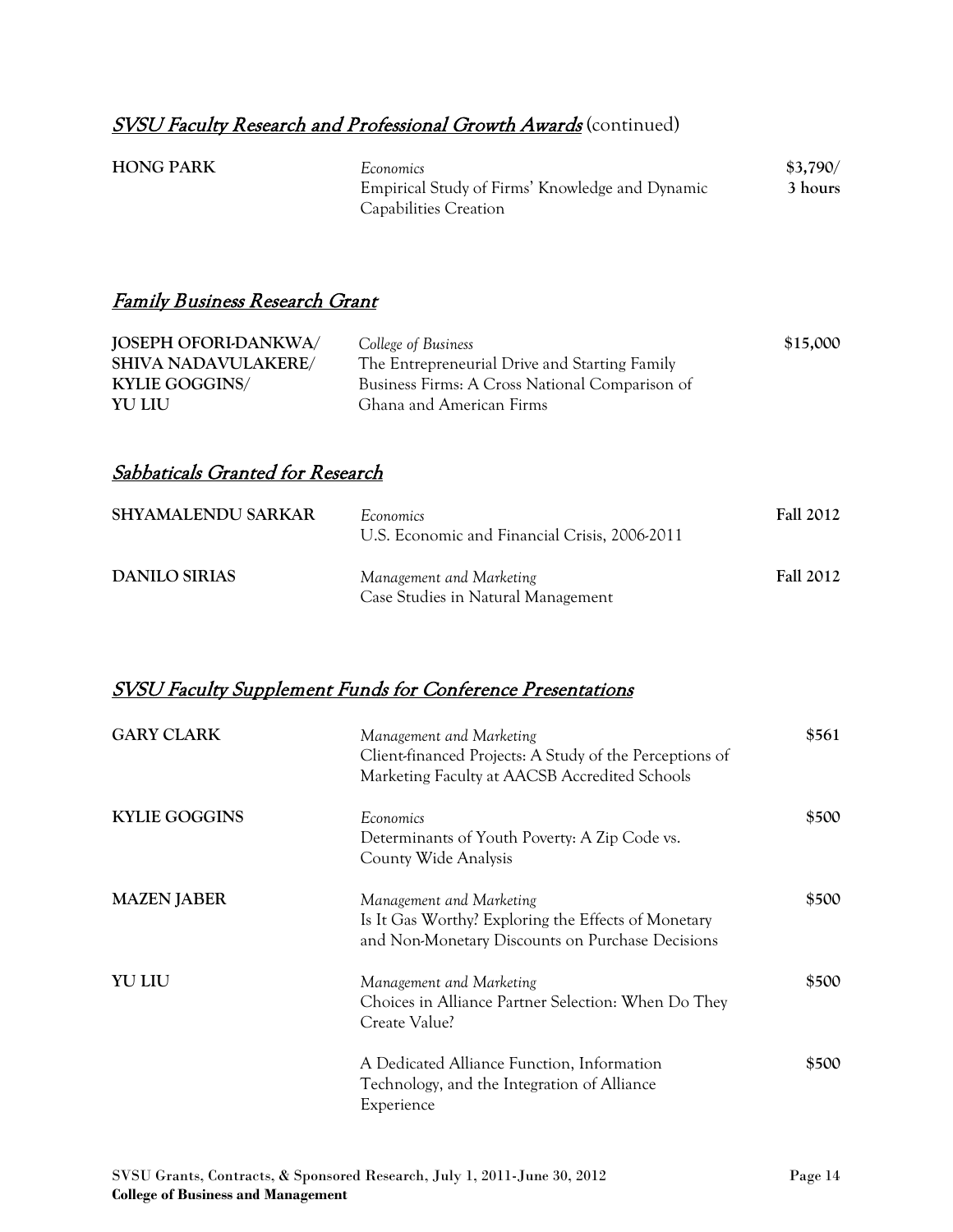## *SVSU Faculty Research and Professional Growth Awards* (continued)

| | | |
|---|---|---|
| **HONG PARK** | *Economics*<br>Empirical Study of Firms' Knowledge and Dynamic Capabilities Creation | **$3,790/ 3 hours** |

## *Family Business Research Grant*

| | | |
|---|---|---|
| **JOSEPH OFORI-DANKWA/ SHIVA NADAVULAKERE/ KYLIE GOGGINS/ YU LIU** | *College of Business*<br>The Entrepreneurial Drive and Starting Family Business Firms: A Cross National Comparison of Ghana and American Firms | **$15,000** |

## *Sabbaticals Granted for Research*

| | | |
|---|---|---|
| **SHYAMALENDU SARKAR** | *Economics*<br>U.S. Economic and Financial Crisis, 2006-2011 | **Fall 2012** |
| **DANILO SIRIAS** | *Management and Marketing*<br>Case Studies in Natural Management | **Fall 2012** |

## *SVSU Faculty Supplement Funds for Conference Presentations*

| | | |
|---|---|---|
| **GARY CLARK** | *Management and Marketing*<br>Client-financed Projects: A Study of the Perceptions of Marketing Faculty at AACSB Accredited Schools | **$561** |
| **KYLIE GOGGINS** | *Economics*<br>Determinants of Youth Poverty: A Zip Code vs. County Wide Analysis | **$500** |
| **MAZEN JABER** | *Management and Marketing*<br>Is It Gas Worthy? Exploring the Effects of Monetary and Non-Monetary Discounts on Purchase Decisions | **$500** |
| **YU LIU** | *Management and Marketing*<br>Choices in Alliance Partner Selection: When Do They Create Value? | **$500** |
| | A Dedicated Alliance Function, Information Technology, and the Integration of Alliance Experience | **$500** |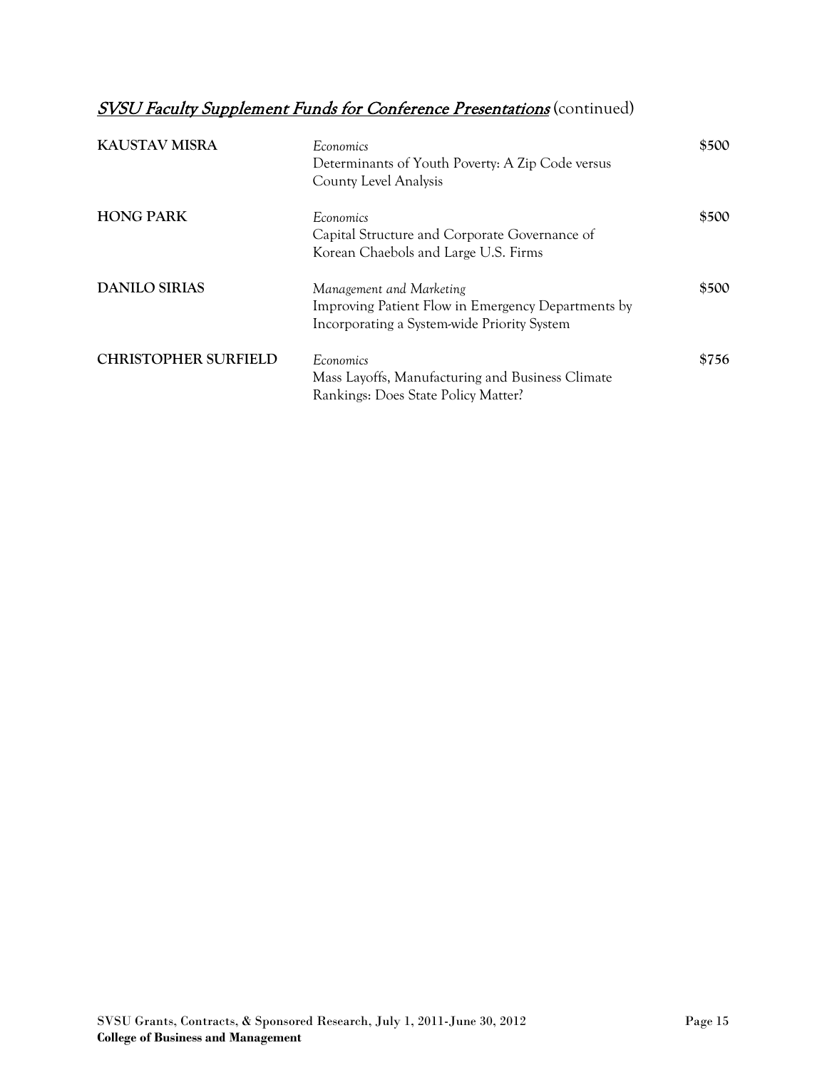## *SVSU Faculty Supplement Funds for Conference Presentations* (continued)

| | | |
|---|---|---|
| **KAUSTAV MISRA** | *Economics*<br>Determinants of Youth Poverty: A Zip Code versus County Level Analysis | **$500** |
| **HONG PARK** | *Economics*<br>Capital Structure and Corporate Governance of Korean Chaebols and Large U.S. Firms | **$500** |
| **DANILO SIRIAS** | *Management and Marketing*<br>Improving Patient Flow in Emergency Departments by Incorporating a System-wide Priority System | **$500** |
| **CHRISTOPHER SURFIELD** | *Economics*<br>Mass Layoffs, Manufacturing and Business Climate Rankings: Does State Policy Matter? | **$756** |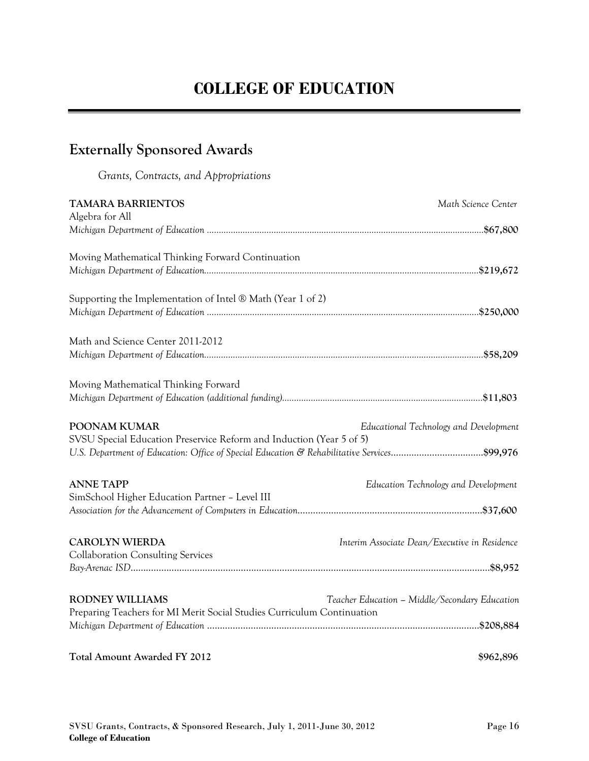# COLLEGE OF EDUCATION

## Externally Sponsored Awards

*Grants, Contracts, and Appropriations*

**TAMARA BARRIENTOS** *Math Science Center*

Algebra for All
*Michigan Department of Education* ................................................................ **$67,800**

Moving Mathematical Thinking Forward Continuation
*Michigan Department of Education*................................................................ **$219,672**

Supporting the Implementation of Intel ® Math (Year 1 of 2)
*Michigan Department of Education* ................................................................ **$250,000**

Math and Science Center 2011-2012
*Michigan Department of Education*................................................................ **$58,209**

Moving Mathematical Thinking Forward
*Michigan Department of Education (additional funding)*.................................... **$11,803**

**POONAM KUMAR** *Educational Technology and Development*

SVSU Special Education Preservice Reform and Induction (Year 5 of 5)
*U.S. Department of Education: Office of Special Education & Rehabilitative Services*.................. **$99,976**

**ANNE TAPP** *Education Technology and Development*

SimSchool Higher Education Partner – Level III
*Association for the Advancement of Computers in Education*.............................. **$37,600**

**CAROLYN WIERDA** *Interim Associate Dean/Executive in Residence*

Collaboration Consulting Services
*Bay-Arenac ISD*................................................................................................ **$8,952**

**RODNEY WILLIAMS** *Teacher Education – Middle/Secondary Education*

Preparing Teachers for MI Merit Social Studies Curriculum Continuation
*Michigan Department of Education* ................................................................ **$208,884**

**Total Amount Awarded FY 2012** **$962,896**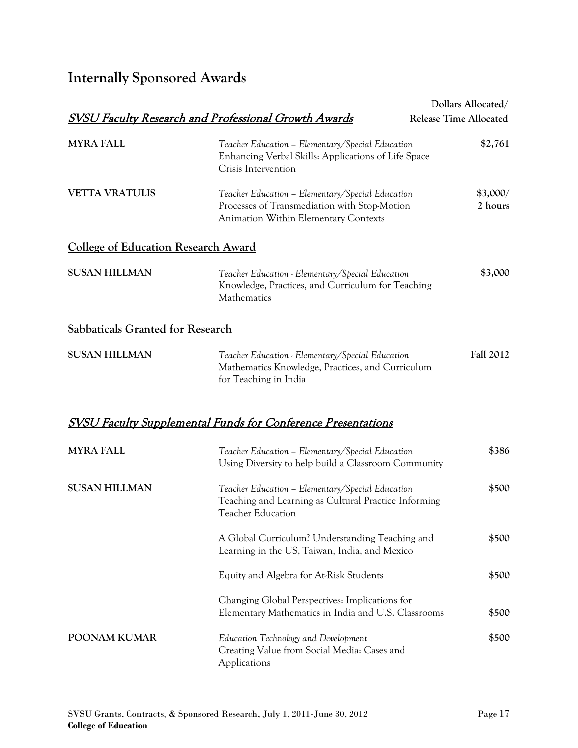## Internally Sponsored Awards

### *SVSU Faculty Research and Professional Growth Awards*

| Name | Department / Project | Dollars Allocated/ Release Time Allocated |
|---|---|---|
| **MYRA FALL** | *Teacher Education – Elementary/Special Education* Enhancing Verbal Skills: Applications of Life Space Crisis Intervention | $2,761 |
| **VETTA VRATULIS** | *Teacher Education – Elementary/Special Education* Processes of Transmediation with Stop-Motion Animation Within Elementary Contexts | $3,000/ 2 hours |

### College of Education Research Award

| Name | Department / Project | Dollars Allocated |
|---|---|---|
| **SUSAN HILLMAN** | *Teacher Education - Elementary/Special Education* Knowledge, Practices, and Curriculum for Teaching Mathematics | $3,000 |

### Sabbaticals Granted for Research

| Name | Department / Project | Term |
|---|---|---|
| **SUSAN HILLMAN** | *Teacher Education - Elementary/Special Education* Mathematics Knowledge, Practices, and Curriculum for Teaching in India | **Fall 2012** |

### *SVSU Faculty Supplemental Funds for Conference Presentations*

| Name | Department / Project | Dollars Allocated |
|---|---|---|
| **MYRA FALL** | *Teacher Education – Elementary/Special Education* Using Diversity to help build a Classroom Community | $386 |
| **SUSAN HILLMAN** | *Teacher Education – Elementary/Special Education* Teaching and Learning as Cultural Practice Informing Teacher Education | $500 |
| | A Global Curriculum? Understanding Teaching and Learning in the US, Taiwan, India, and Mexico | $500 |
| | Equity and Algebra for At-Risk Students | $500 |
| | Changing Global Perspectives: Implications for Elementary Mathematics in India and U.S. Classrooms | $500 |
| **POONAM KUMAR** | *Education Technology and Development* Creating Value from Social Media: Cases and Applications | $500 |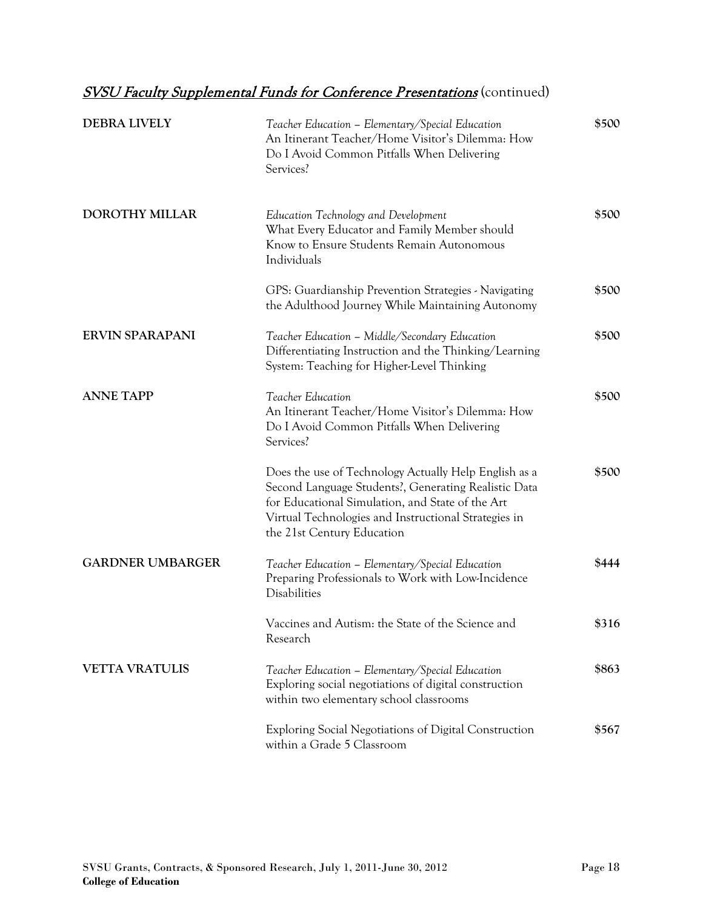## *SVSU Faculty Supplemental Funds for Conference Presentations* (continued)

| | | |
|---|---|---|
| **DEBRA LIVELY** | *Teacher Education – Elementary/Special Education*<br>An Itinerant Teacher/Home Visitor's Dilemma: How Do I Avoid Common Pitfalls When Delivering Services? | $500 |
| **DOROTHY MILLAR** | *Education Technology and Development*<br>What Every Educator and Family Member should Know to Ensure Students Remain Autonomous Individuals | $500 |
| | GPS: Guardianship Prevention Strategies - Navigating the Adulthood Journey While Maintaining Autonomy | $500 |
| **ERVIN SPARAPANI** | *Teacher Education – Middle/Secondary Education*<br>Differentiating Instruction and the Thinking/Learning System: Teaching for Higher-Level Thinking | $500 |
| **ANNE TAPP** | *Teacher Education*<br>An Itinerant Teacher/Home Visitor's Dilemma: How Do I Avoid Common Pitfalls When Delivering Services? | $500 |
| | Does the use of Technology Actually Help English as a Second Language Students?, Generating Realistic Data for Educational Simulation, and State of the Art Virtual Technologies and Instructional Strategies in the 21st Century Education | $500 |
| **GARDNER UMBARGER** | *Teacher Education – Elementary/Special Education*<br>Preparing Professionals to Work with Low-Incidence Disabilities | $444 |
| | Vaccines and Autism: the State of the Science and Research | $316 |
| **VETTA VRATULIS** | *Teacher Education – Elementary/Special Education*<br>Exploring social negotiations of digital construction within two elementary school classrooms | $863 |
| | Exploring Social Negotiations of Digital Construction within a Grade 5 Classroom | $567 |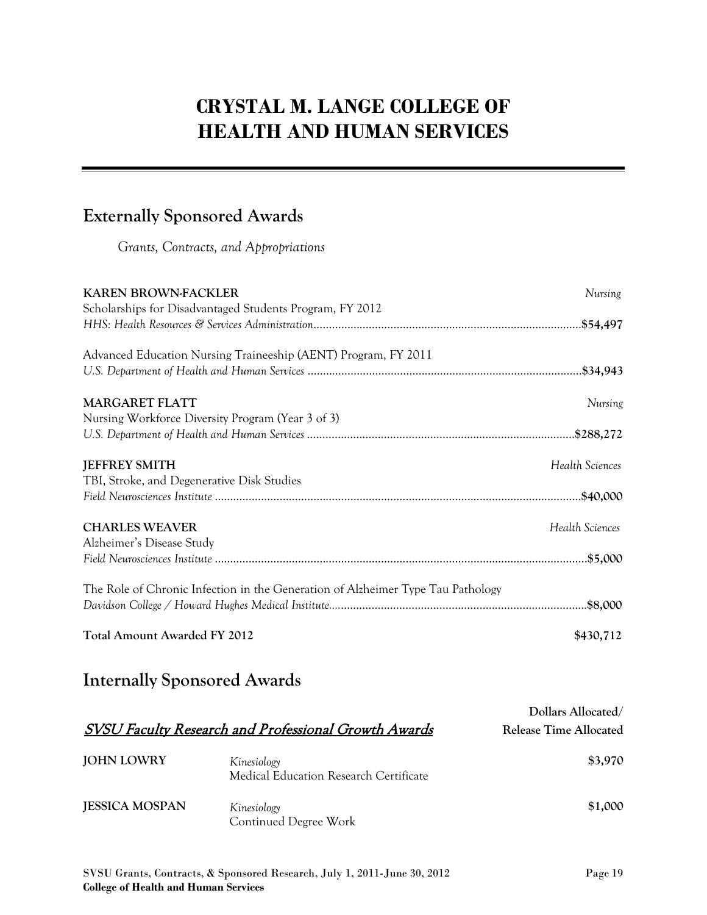# CRYSTAL M. LANGE COLLEGE OF HEALTH AND HUMAN SERVICES

## Externally Sponsored Awards

*Grants, Contracts, and Appropriations*

**KAREN BROWN-FACKLER** — *Nursing*
Scholarships for Disadvantaged Students Program, FY 2012
*HHS: Health Resources & Services Administration*......$54,497

Advanced Education Nursing Traineeship (AENT) Program, FY 2011
*U.S. Department of Health and Human Services*......$34,943

**MARGARET FLATT** — *Nursing*
Nursing Workforce Diversity Program (Year 3 of 3)
*U.S. Department of Health and Human Services*......$288,272

**JEFFREY SMITH** — *Health Sciences*
TBI, Stroke, and Degenerative Disk Studies
*Field Neurosciences Institute*......$40,000

**CHARLES WEAVER** — *Health Sciences*
Alzheimer's Disease Study
*Field Neurosciences Institute*......$5,000

The Role of Chronic Infection in the Generation of Alzheimer Type Tau Pathology
*Davidson College / Howard Hughes Medical Institute*......$8,000

**Total Amount Awarded FY 2012** — **$430,712**

## Internally Sponsored Awards

| ***SVSU Faculty Research and Professional Growth Awards*** | | **Dollars Allocated/ Release Time Allocated** |
|---|---|---|
| **JOHN LOWRY** | *Kinesiology*<br>Medical Education Research Certificate | $3,970 |
| **JESSICA MOSPAN** | *Kinesiology*<br>Continued Degree Work | $1,000 |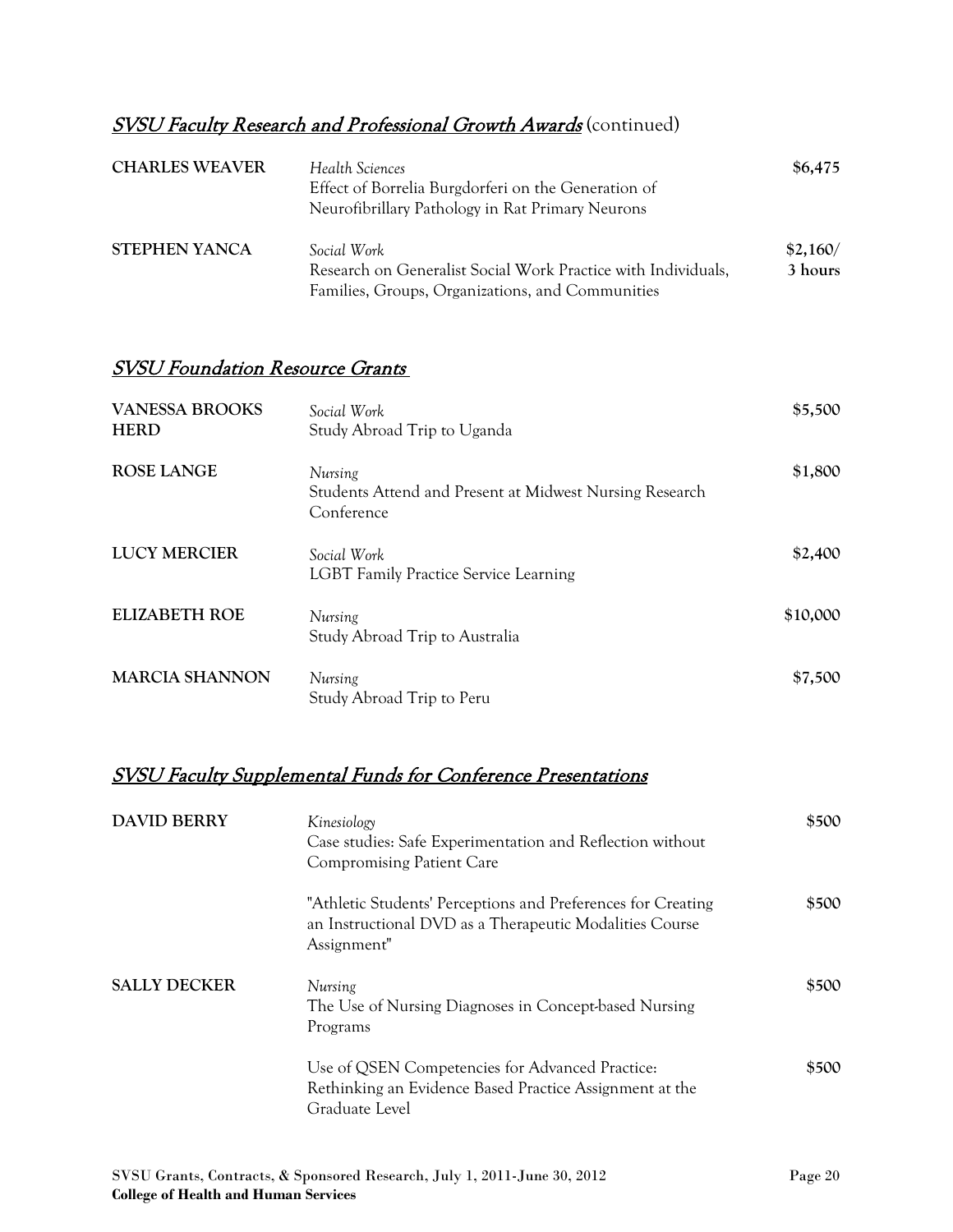## *SVSU Faculty Research and Professional Growth Awards* (continued)

| | | |
|---|---|---|
| **CHARLES WEAVER** | *Health Sciences*<br>Effect of Borrelia Burgdorferi on the Generation of Neurofibrillary Pathology in Rat Primary Neurons | $6,475 |
| **STEPHEN YANCA** | *Social Work*<br>Research on Generalist Social Work Practice with Individuals, Families, Groups, Organizations, and Communities | **$2,160/ 3 hours** |

## *SVSU Foundation Resource Grants*

| | | |
|---|---|---|
| **VANESSA BROOKS HERD** | *Social Work*<br>Study Abroad Trip to Uganda | $5,500 |
| **ROSE LANGE** | *Nursing*<br>Students Attend and Present at Midwest Nursing Research Conference | $1,800 |
| **LUCY MERCIER** | *Social Work*<br>LGBT Family Practice Service Learning | $2,400 |
| **ELIZABETH ROE** | *Nursing*<br>Study Abroad Trip to Australia | $10,000 |
| **MARCIA SHANNON** | *Nursing*<br>Study Abroad Trip to Peru | $7,500 |

## *SVSU Faculty Supplemental Funds for Conference Presentations*

| | | |
|---|---|---|
| **DAVID BERRY** | *Kinesiology*<br>Case studies: Safe Experimentation and Reflection without Compromising Patient Care | $500 |
| | "Athletic Students' Perceptions and Preferences for Creating an Instructional DVD as a Therapeutic Modalities Course Assignment" | $500 |
| **SALLY DECKER** | *Nursing*<br>The Use of Nursing Diagnoses in Concept-based Nursing Programs | $500 |
| | Use of QSEN Competencies for Advanced Practice: Rethinking an Evidence Based Practice Assignment at the Graduate Level | $500 |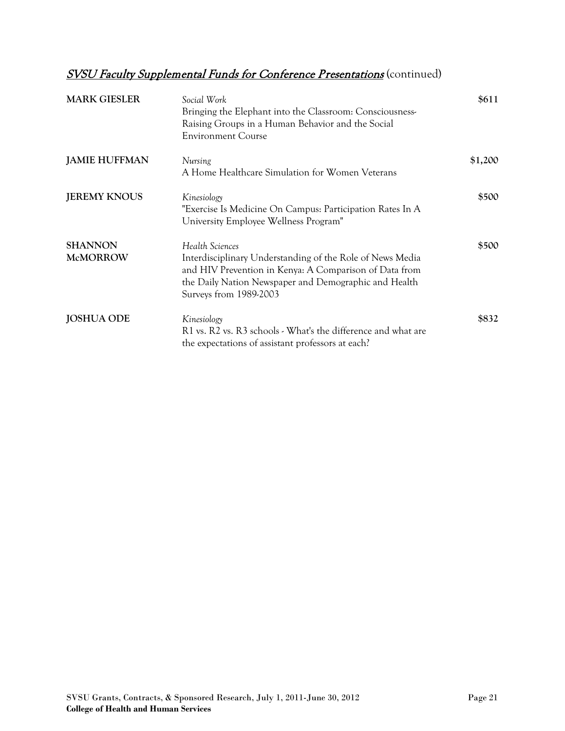## *SVSU Faculty Supplemental Funds for Conference Presentations* (continued)

| | | |
|---|---|---|
| **MARK GIESLER** | *Social Work*<br>Bringing the Elephant into the Classroom: Consciousness-Raising Groups in a Human Behavior and the Social Environment Course | **$611** |
| **JAMIE HUFFMAN** | *Nursing*<br>A Home Healthcare Simulation for Women Veterans | **$1,200** |
| **JEREMY KNOUS** | *Kinesiology*<br>"Exercise Is Medicine On Campus: Participation Rates In A University Employee Wellness Program" | **$500** |
| **SHANNON McMORROW** | *Health Sciences*<br>Interdisciplinary Understanding of the Role of News Media and HIV Prevention in Kenya: A Comparison of Data from the Daily Nation Newspaper and Demographic and Health Surveys from 1989-2003 | **$500** |
| **JOSHUA ODE** | *Kinesiology*<br>R1 vs. R2 vs. R3 schools - What's the difference and what are the expectations of assistant professors at each? | **$832** |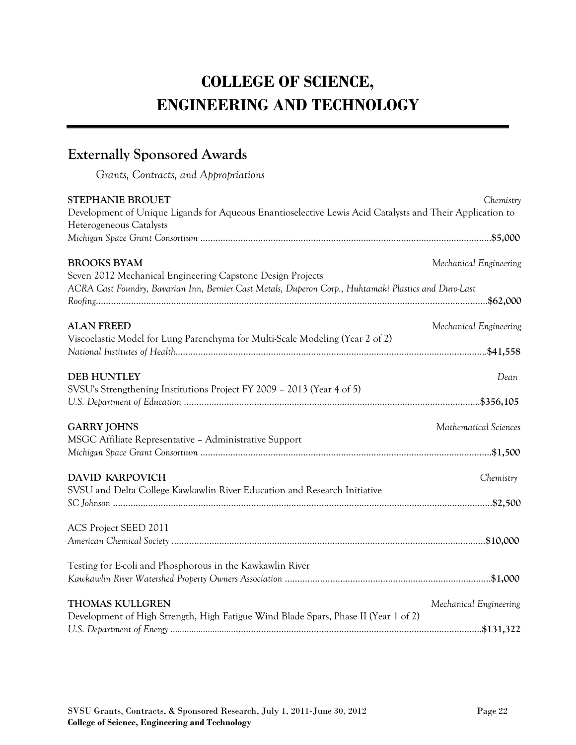// COLLEGE OF SCIENCE, ENGINEERING AND TECHNOLOGY

## Externally Sponsored Awards

*Grants, Contracts, and Appropriations*

**STEPHANIE BROUET** — *Chemistry*
Development of Unique Ligands for Aqueous Enantioselective Lewis Acid Catalysts and Their Application to Heterogeneous Catalysts
*Michigan Space Grant Consortium* .................................................. **$5,000**

**BROOKS BYAM** — *Mechanical Engineering*
Seven 2012 Mechanical Engineering Capstone Design Projects
*ACRA Cast Foundry, Bavarian Inn, Bernier Cast Metals, Duperon Corp., Huhtamaki Plastics and Duro-Last Roofing* .................................................. **$62,000**

**ALAN FREED** — *Mechanical Engineering*
Viscoelastic Model for Lung Parenchyma for Multi-Scale Modeling (Year 2 of 2)
*National Institutes of Health* .................................................. **$41,558**

**DEB HUNTLEY** — *Dean*
SVSU's Strengthening Institutions Project FY 2009 – 2013 (Year 4 of 5)
*U.S. Department of Education* .................................................. **$356,105**

**GARRY JOHNS** — *Mathematical Sciences*
MSGC Affiliate Representative – Administrative Support
*Michigan Space Grant Consortium* .................................................. **$1,500**

**DAVID KARPOVICH** — *Chemistry*
SVSU and Delta College Kawkawlin River Education and Research Initiative
*SC Johnson* .................................................. **$2,500**

ACS Project SEED 2011
*American Chemical Society* .................................................. **$10,000**

Testing for E-coli and Phosphorous in the Kawkawlin River
*Kawkawlin River Watershed Property Owners Association* .................................................. **$1,000**

**THOMAS KULLGREN** — *Mechanical Engineering*
Development of High Strength, High Fatigue Wind Blade Spars, Phase II (Year 1 of 2)
*U.S. Department of Energy* .................................................. **$131,322**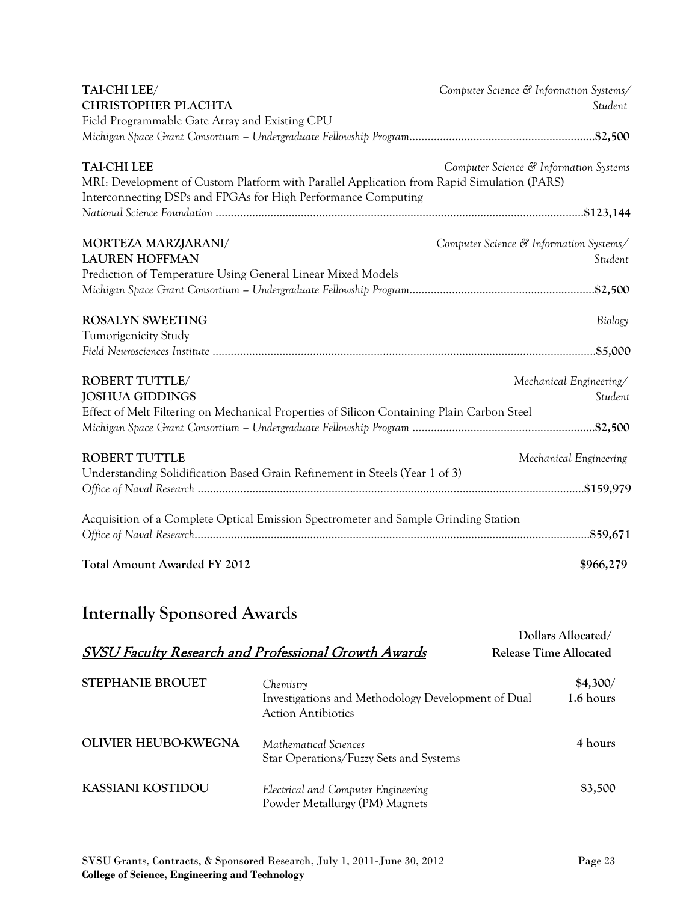**TAI-CHI LEE/** *Computer Science & Information Systems/*
**CHRISTOPHER PLACHTA** *Student*
Field Programmable Gate Array and Existing CPU
*Michigan Space Grant Consortium – Undergraduate Fellowship Program*..........**$2,500**

**TAI-CHI LEE** *Computer Science & Information Systems*
MRI: Development of Custom Platform with Parallel Application from Rapid Simulation (PARS) Interconnecting DSPs and FPGAs for High Performance Computing
*National Science Foundation*..........**$123,144**

**MORTEZA MARZJARANI/** *Computer Science & Information Systems/*
**LAUREN HOFFMAN** *Student*
Prediction of Temperature Using General Linear Mixed Models
*Michigan Space Grant Consortium – Undergraduate Fellowship Program*..........**$2,500**

**ROSALYN SWEETING** *Biology*
Tumorigenicity Study
*Field Neurosciences Institute*..........**$5,000**

**ROBERT TUTTLE/** *Mechanical Engineering/*
**JOSHUA GIDDINGS** *Student*
Effect of Melt Filtering on Mechanical Properties of Silicon Containing Plain Carbon Steel
*Michigan Space Grant Consortium – Undergraduate Fellowship Program*..........**$2,500**

**ROBERT TUTTLE** *Mechanical Engineering*
Understanding Solidification Based Grain Refinement in Steels (Year 1 of 3)
*Office of Naval Research*..........**$159,979**

Acquisition of a Complete Optical Emission Spectrometer and Sample Grinding Station
*Office of Naval Research*..........**$59,671**

**Total Amount Awarded FY 2012** **$966,279**

## Internally Sponsored Awards

### *SVSU Faculty Research and Professional Growth Awards*

| | | **Dollars Allocated/ Release Time Allocated** |
|---|---|---|
| **STEPHANIE BROUET** | *Chemistry* Investigations and Methodology Development of Dual Action Antibiotics | **$4,300/ 1.6 hours** |
| **OLIVIER HEUBO-KWEGNA** | *Mathematical Sciences* Star Operations/Fuzzy Sets and Systems | **4 hours** |
| **KASSIANI KOSTIDOU** | *Electrical and Computer Engineering* Powder Metallurgy (PM) Magnets | **$3,500** |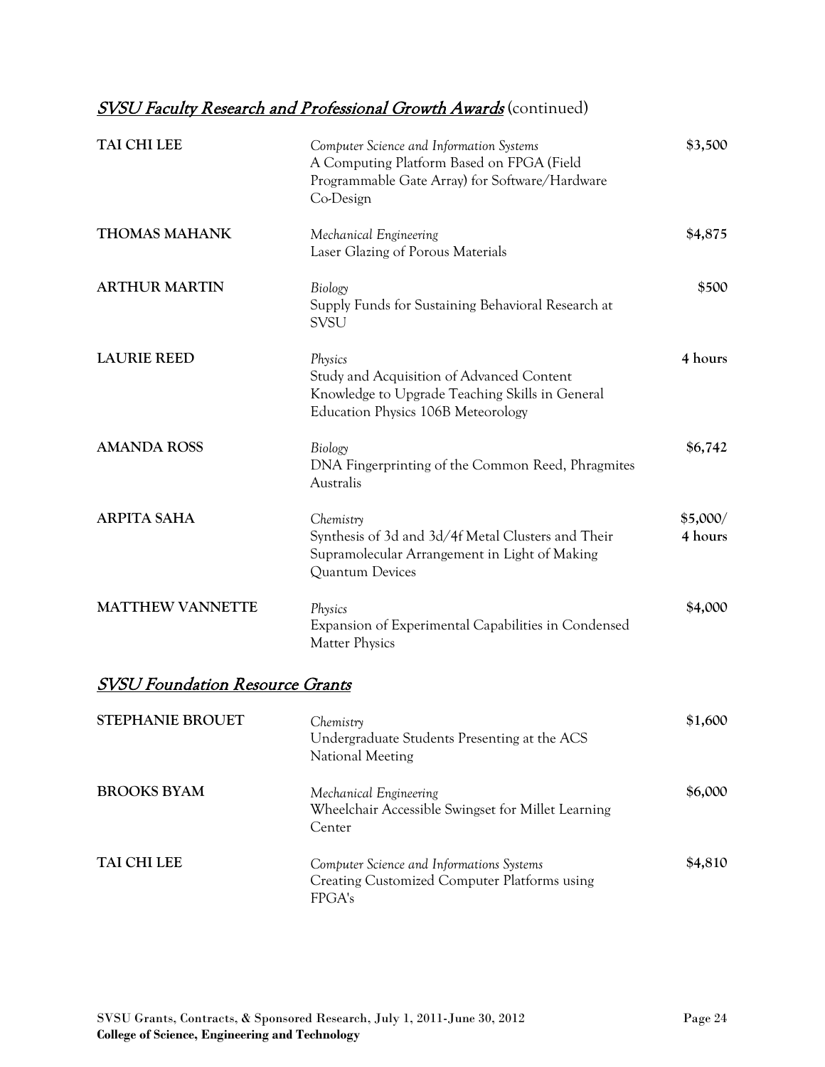## *SVSU Faculty Research and Professional Growth Awards* (continued)

| | | |
|---|---|---|
| **TAI CHI LEE** | *Computer Science and Information Systems*<br>A Computing Platform Based on FPGA (Field Programmable Gate Array) for Software/Hardware Co-Design | **$3,500** |
| **THOMAS MAHANK** | *Mechanical Engineering*<br>Laser Glazing of Porous Materials | **$4,875** |
| **ARTHUR MARTIN** | *Biology*<br>Supply Funds for Sustaining Behavioral Research at SVSU | **$500** |
| **LAURIE REED** | *Physics*<br>Study and Acquisition of Advanced Content Knowledge to Upgrade Teaching Skills in General Education Physics 106B Meteorology | **4 hours** |
| **AMANDA ROSS** | *Biology*<br>DNA Fingerprinting of the Common Reed, Phragmites Australis | **$6,742** |
| **ARPITA SAHA** | *Chemistry*<br>Synthesis of 3d and 3d/4f Metal Clusters and Their Supramolecular Arrangement in Light of Making Quantum Devices | **$5,000/ 4 hours** |
| **MATTHEW VANNETTE** | *Physics*<br>Expansion of Experimental Capabilities in Condensed Matter Physics | **$4,000** |

## *SVSU Foundation Resource Grants*

| | | |
|---|---|---|
| **STEPHANIE BROUET** | *Chemistry*<br>Undergraduate Students Presenting at the ACS National Meeting | **$1,600** |
| **BROOKS BYAM** | *Mechanical Engineering*<br>Wheelchair Accessible Swingset for Millet Learning Center | **$6,000** |
| **TAI CHI LEE** | *Computer Science and Informations Systems*<br>Creating Customized Computer Platforms using FPGA's | **$4,810** |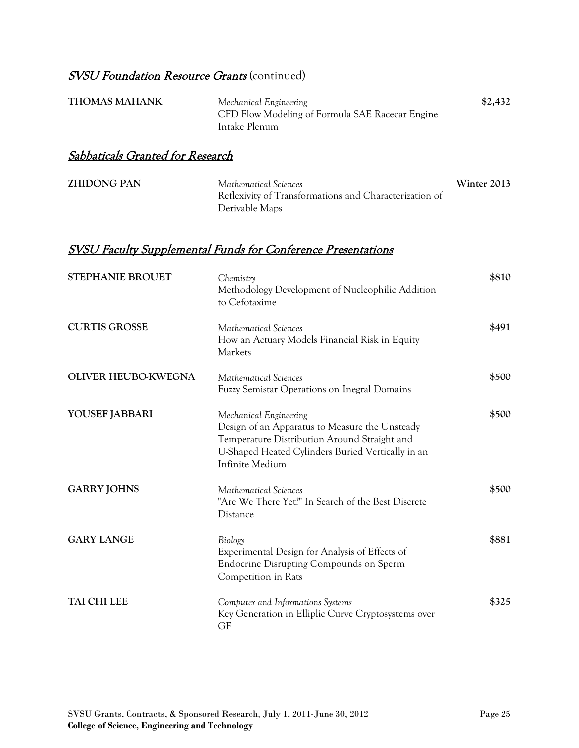## *SVSU Foundation Resource Grants* (continued)

| | | |
|---|---|---|
| **THOMAS MAHANK** | *Mechanical Engineering*<br>CFD Flow Modeling of Formula SAE Racecar Engine Intake Plenum | **$2,432** |

## *Sabbaticals Granted for Research*

| | | |
|---|---|---|
| **ZHIDONG PAN** | *Mathematical Sciences*<br>Reflexivity of Transformations and Characterization of Derivable Maps | **Winter 2013** |

## *SVSU Faculty Supplemental Funds for Conference Presentations*

| | | |
|---|---|---|
| **STEPHANIE BROUET** | *Chemistry*<br>Methodology Development of Nucleophilic Addition to Cefotaxime | **$810** |
| **CURTIS GROSSE** | *Mathematical Sciences*<br>How an Actuary Models Financial Risk in Equity Markets | **$491** |
| **OLIVER HEUBO-KWEGNA** | *Mathematical Sciences*<br>Fuzzy Semistar Operations on Inegral Domains | **$500** |
| **YOUSEF JABBARI** | *Mechanical Engineering*<br>Design of an Apparatus to Measure the Unsteady Temperature Distribution Around Straight and U-Shaped Heated Cylinders Buried Vertically in an Infinite Medium | **$500** |
| **GARRY JOHNS** | *Mathematical Sciences*<br>"Are We There Yet?" In Search of the Best Discrete Distance | **$500** |
| **GARY LANGE** | *Biology*<br>Experimental Design for Analysis of Effects of Endocrine Disrupting Compounds on Sperm Competition in Rats | **$881** |
| **TAI CHI LEE** | *Computer and Informations Systems*<br>Key Generation in Elliplic Curve Cryptosystems over GF | **$325** |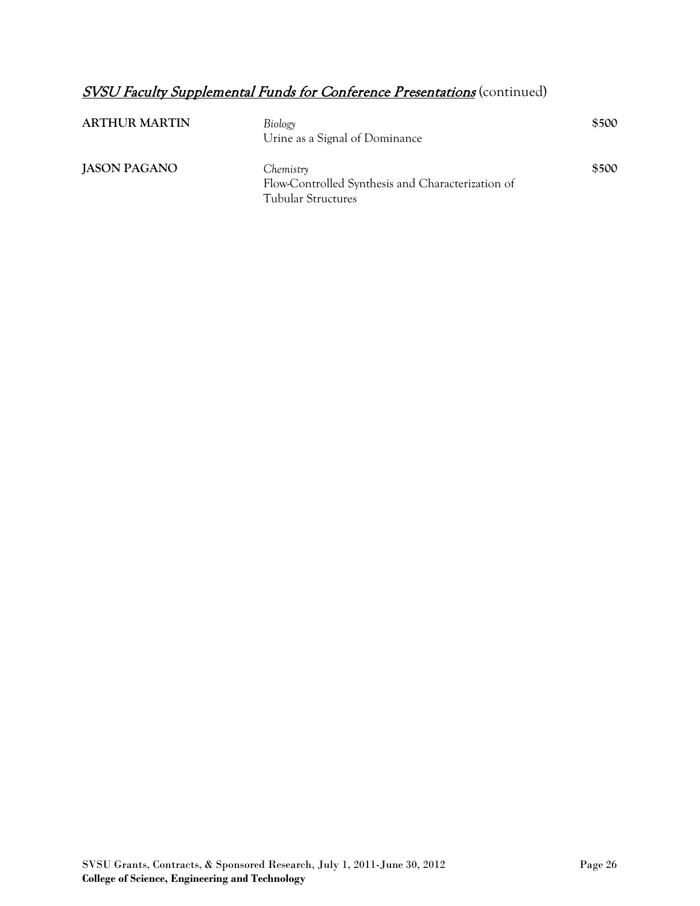## *SVSU Faculty Supplemental Funds for Conference Presentations* (continued)

| | | |
|---|---|---|
| **ARTHUR MARTIN** | *Biology*<br>Urine as a Signal of Dominance | **$500** |
| **JASON PAGANO** | *Chemistry*<br>Flow-Controlled Synthesis and Characterization of Tubular Structures | **$500** |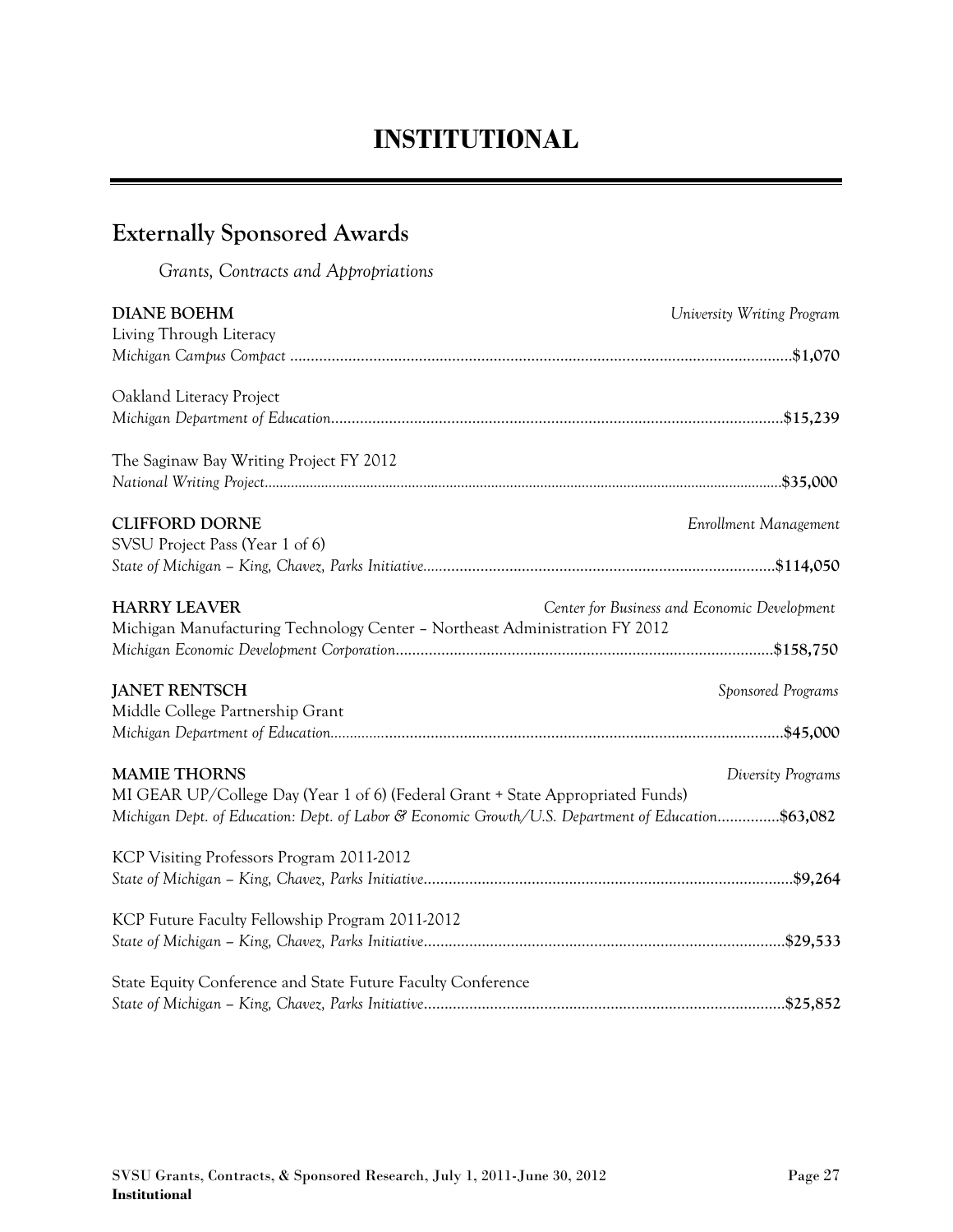# INSTITUTIONAL

## Externally Sponsored Awards

*Grants, Contracts and Appropriations*

**DIANE BOEHM** — *University Writing Program*

Living Through Literacy
*Michigan Campus Compact* ........ **$1,070**

Oakland Literacy Project
*Michigan Department of Education* ........ **$15,239**

The Saginaw Bay Writing Project FY 2012
*National Writing Project* ........ **$35,000**

**CLIFFORD DORNE** — *Enrollment Management*

SVSU Project Pass (Year 1 of 6)
*State of Michigan – King, Chavez, Parks Initiative* ........ **$114,050**

**HARRY LEAVER** — *Center for Business and Economic Development*

Michigan Manufacturing Technology Center – Northeast Administration FY 2012
*Michigan Economic Development Corporation* ........ **$158,750**

**JANET RENTSCH** — *Sponsored Programs*

Middle College Partnership Grant
*Michigan Department of Education* ........ **$45,000**

**MAMIE THORNS** — *Diversity Programs*

MI GEAR UP/College Day (Year 1 of 6) (Federal Grant + State Appropriated Funds)
*Michigan Dept. of Education: Dept. of Labor & Economic Growth/U.S. Department of Education* ........ **$63,082**

KCP Visiting Professors Program 2011-2012
*State of Michigan – King, Chavez, Parks Initiative* ........ **$9,264**

KCP Future Faculty Fellowship Program 2011-2012
*State of Michigan – King, Chavez, Parks Initiative* ........ **$29,533**

State Equity Conference and State Future Faculty Conference
*State of Michigan – King, Chavez, Parks Initiative* ........ **$25,852**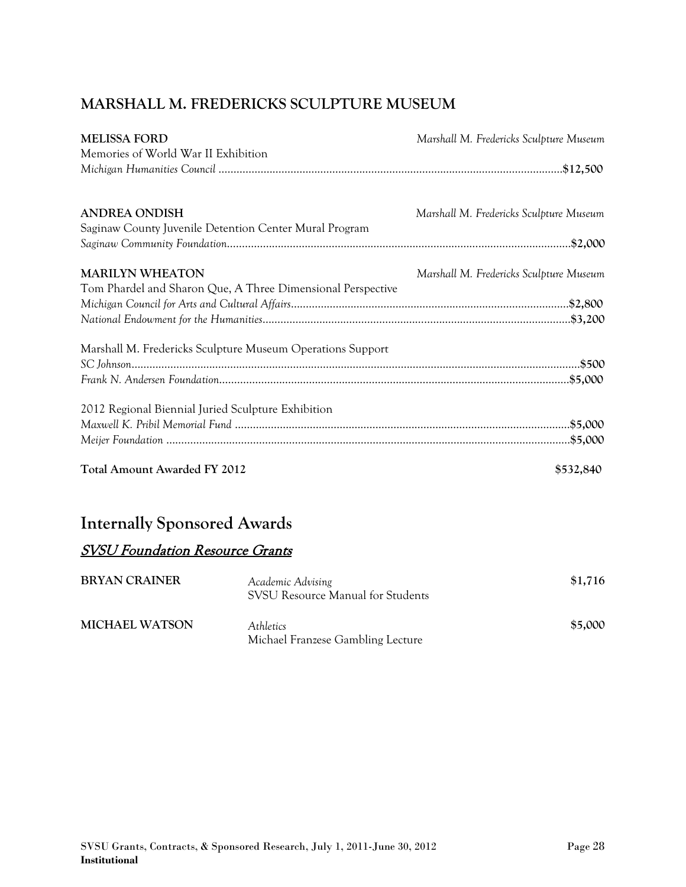## MARSHALL M. FREDERICKS SCULPTURE MUSEUM

**MELISSA FORD** — *Marshall M. Fredericks Sculpture Museum*

Memories of World War II Exhibition

*Michigan Humanities Council* .......... $12,500

**ANDREA ONDISH** — *Marshall M. Fredericks Sculpture Museum*

Saginaw County Juvenile Detention Center Mural Program

*Saginaw Community Foundation* .......... $2,000

**MARILYN WHEATON** — *Marshall M. Fredericks Sculpture Museum*

Tom Phardel and Sharon Que, A Three Dimensional Perspective

*Michigan Council for Arts and Cultural Affairs* .......... $2,800

*National Endowment for the Humanities* .......... $3,200

Marshall M. Fredericks Sculpture Museum Operations Support

*SC Johnson* .......... $500

*Frank N. Andersen Foundation* .......... $5,000

2012 Regional Biennial Juried Sculpture Exhibition

*Maxwell K. Pribil Memorial Fund* .......... $5,000

*Meijer Foundation* .......... $5,000

**Total Amount Awarded FY 2012** — **$532,840**

# Internally Sponsored Awards

## SVSU Foundation Resource Grants

| | | |
|---|---|---|
| **BRYAN CRAINER** | *Academic Advising*<br>SVSU Resource Manual for Students | $1,716 |
| **MICHAEL WATSON** | *Athletics*<br>Michael Franzese Gambling Lecture | $5,000 |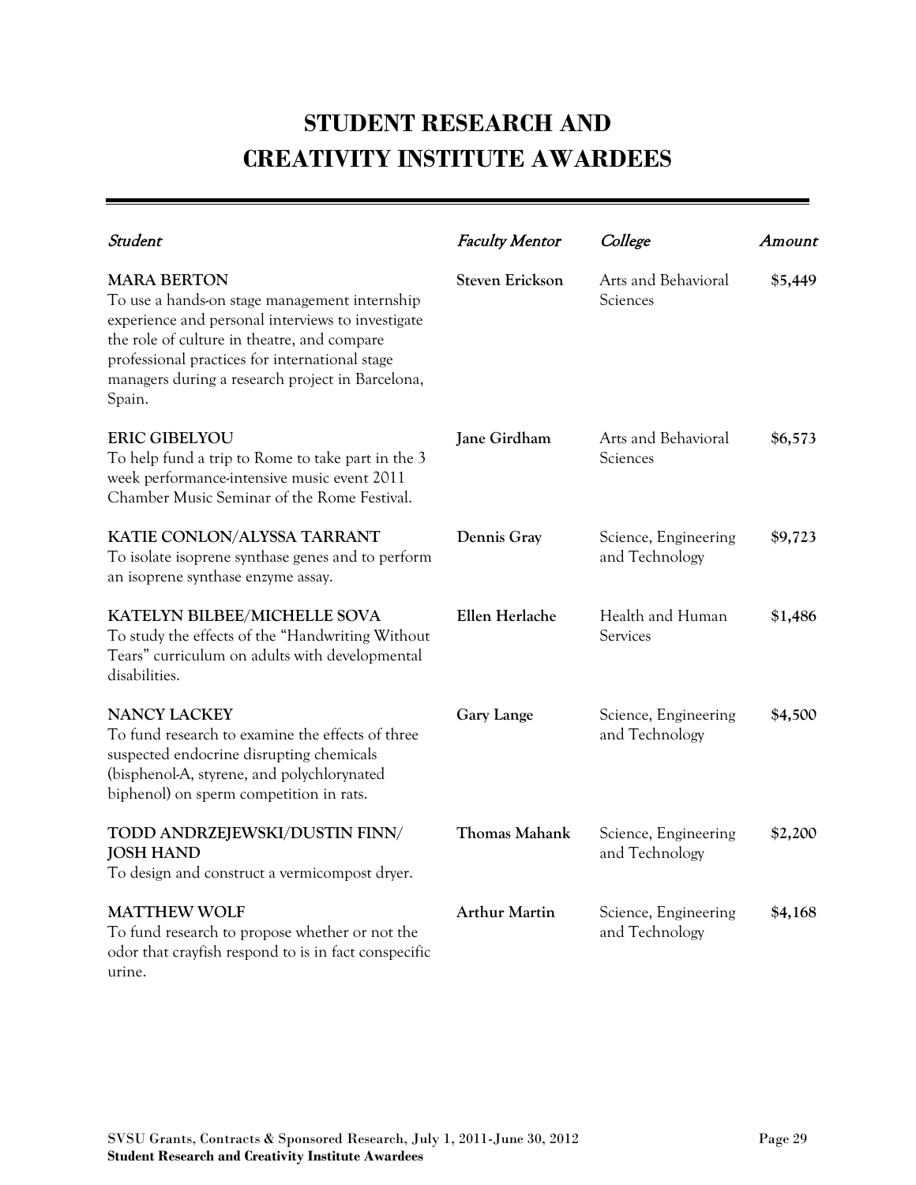# STUDENT RESEARCH AND CREATIVITY INSTITUTE AWARDEES

| *Student* | *Faculty Mentor* | *College* | *Amount* |
|---|---|---|---|
| **MARA BERTON**<br>To use a hands-on stage management internship experience and personal interviews to investigate the role of culture in theatre, and compare professional practices for international stage managers during a research project in Barcelona, Spain. | **Steven Erickson** | Arts and Behavioral Sciences | **$5,449** |
| **ERIC GIBELYOU**<br>To help fund a trip to Rome to take part in the 3 week performance-intensive music event 2011 Chamber Music Seminar of the Rome Festival. | **Jane Girdham** | Arts and Behavioral Sciences | **$6,573** |
| **KATIE CONLON/ALYSSA TARRANT**<br>To isolate isoprene synthase genes and to perform an isoprene synthase enzyme assay. | **Dennis Gray** | Science, Engineering and Technology | **$9,723** |
| **KATELYN BILBEE/MICHELLE SOVA**<br>To study the effects of the "Handwriting Without Tears" curriculum on adults with developmental disabilities. | **Ellen Herlache** | Health and Human Services | **$1,486** |
| **NANCY LACKEY**<br>To fund research to examine the effects of three suspected endocrine disrupting chemicals (bisphenol-A, styrene, and polychlorynated biphenol) on sperm competition in rats. | **Gary Lange** | Science, Engineering and Technology | **$4,500** |
| **TODD ANDRZEJEWSKI/DUSTIN FINN/ JOSH HAND**<br>To design and construct a vermicompost dryer. | **Thomas Mahank** | Science, Engineering and Technology | **$2,200** |
| **MATTHEW WOLF**<br>To fund research to propose whether or not the odor that crayfish respond to is in fact conspecific urine. | **Arthur Martin** | Science, Engineering and Technology | **$4,168** |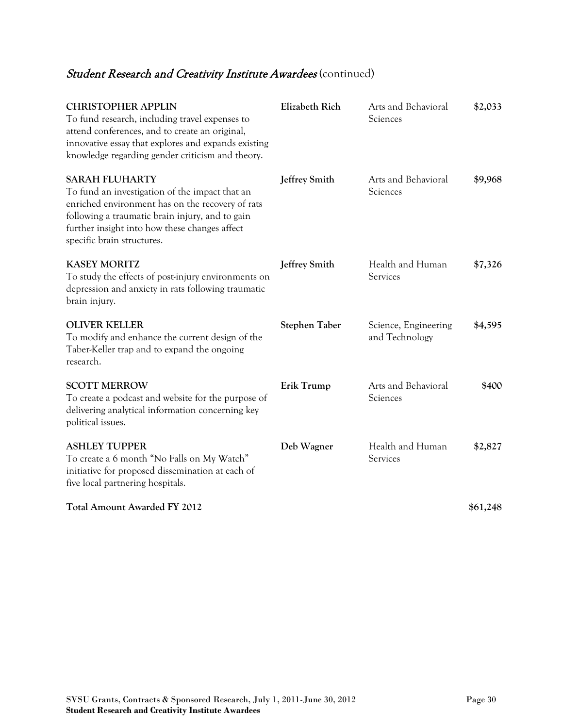## *Student Research and Creativity Institute Awardees* (continued)

| | | | |
|---|---|---|---|
| **CHRISTOPHER APPLIN**<br>To fund research, including travel expenses to attend conferences, and to create an original, innovative essay that explores and expands existing knowledge regarding gender criticism and theory. | **Elizabeth Rich** | Arts and Behavioral Sciences | **$2,033** |
| **SARAH FLUHARTY**<br>To fund an investigation of the impact that an enriched environment has on the recovery of rats following a traumatic brain injury, and to gain further insight into how these changes affect specific brain structures. | **Jeffrey Smith** | Arts and Behavioral Sciences | **$9,968** |
| **KASEY MORITZ**<br>To study the effects of post-injury environments on depression and anxiety in rats following traumatic brain injury. | **Jeffrey Smith** | Health and Human Services | **$7,326** |
| **OLIVER KELLER**<br>To modify and enhance the current design of the Taber-Keller trap and to expand the ongoing research. | **Stephen Taber** | Science, Engineering and Technology | **$4,595** |
| **SCOTT MERROW**<br>To create a podcast and website for the purpose of delivering analytical information concerning key political issues. | **Erik Trump** | Arts and Behavioral Sciences | **$400** |
| **ASHLEY TUPPER**<br>To create a 6 month "No Falls on My Watch" initiative for proposed dissemination at each of five local partnering hospitals. | **Deb Wagner** | Health and Human Services | **$2,827** |
| **Total Amount Awarded FY 2012** | | | **$61,248** |